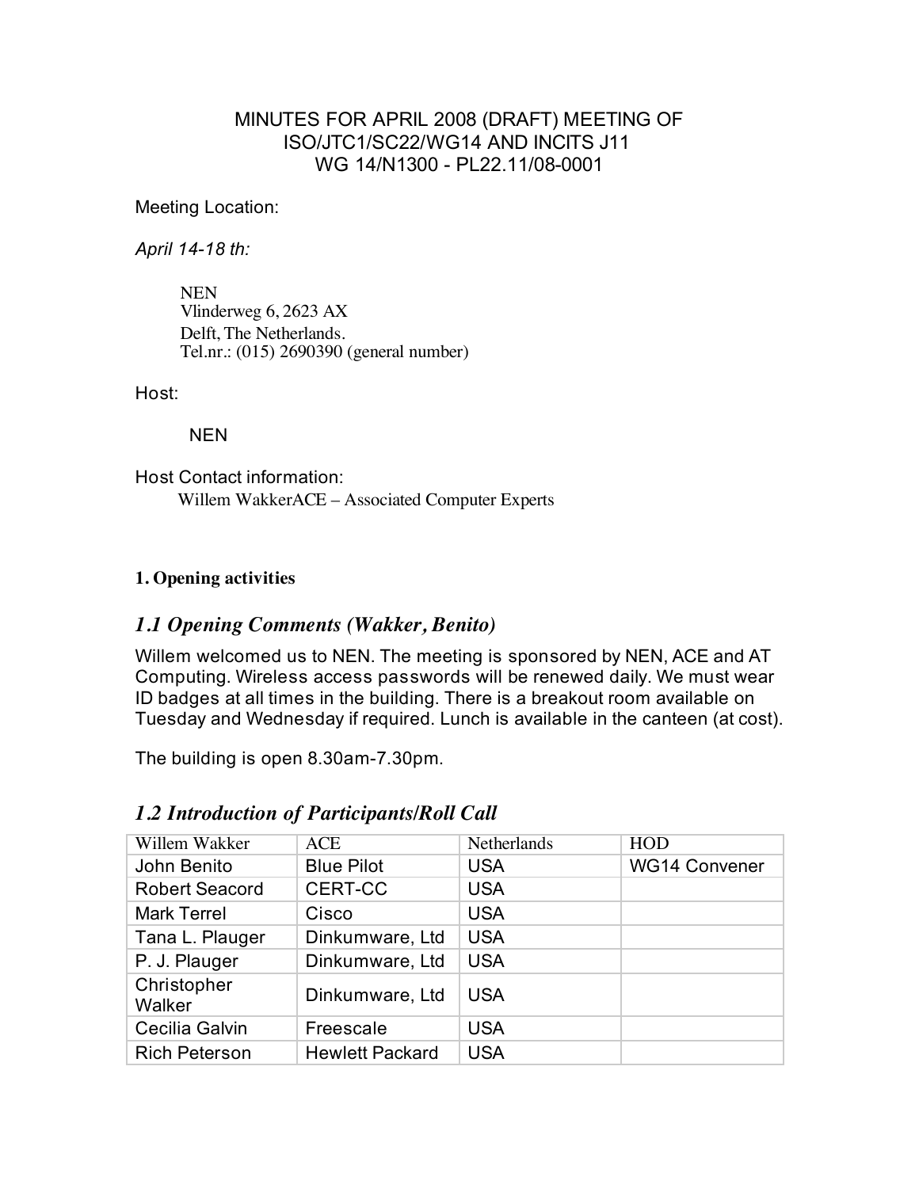MINUTES FOR APRIL 2008 (DRAFT) MEETING OF
ISO/JTC1/SC22/WG14 AND INCITS J11
WG 14/N1300 - PL22.11/08-0001

Meeting Location:

*April 14-18 th:*

NEN
Vlinderweg 6, 2623 AX
Delft, The Netherlands.
Tel.nr.: (015) 2690390 (general number)

Host:

NEN

Host Contact information:
Willem WakkerACE – Associated Computer Experts

### 1. Opening activities

## *1.1 Opening Comments (Wakker, Benito)*

Willem welcomed us to NEN. The meeting is sponsored by NEN, ACE and AT Computing. Wireless access passwords will be renewed daily. We must wear ID badges at all times in the building. There is a breakout room available on Tuesday and Wednesday if required. Lunch is available in the canteen (at cost).

The building is open 8.30am-7.30pm.

## *1.2 Introduction of Participants/Roll Call*

| Willem Wakker | ACE | Netherlands | HOD |
|---|---|---|---|
| John Benito | Blue Pilot | USA | WG14 Convener |
| Robert Seacord | CERT-CC | USA | |
| Mark Terrel | Cisco | USA | |
| Tana L. Plauger | Dinkumware, Ltd | USA | |
| P. J. Plauger | Dinkumware, Ltd | USA | |
| Christopher Walker | Dinkumware, Ltd | USA | |
| Cecilia Galvin | Freescale | USA | |
| Rich Peterson | Hewlett Packard | USA | |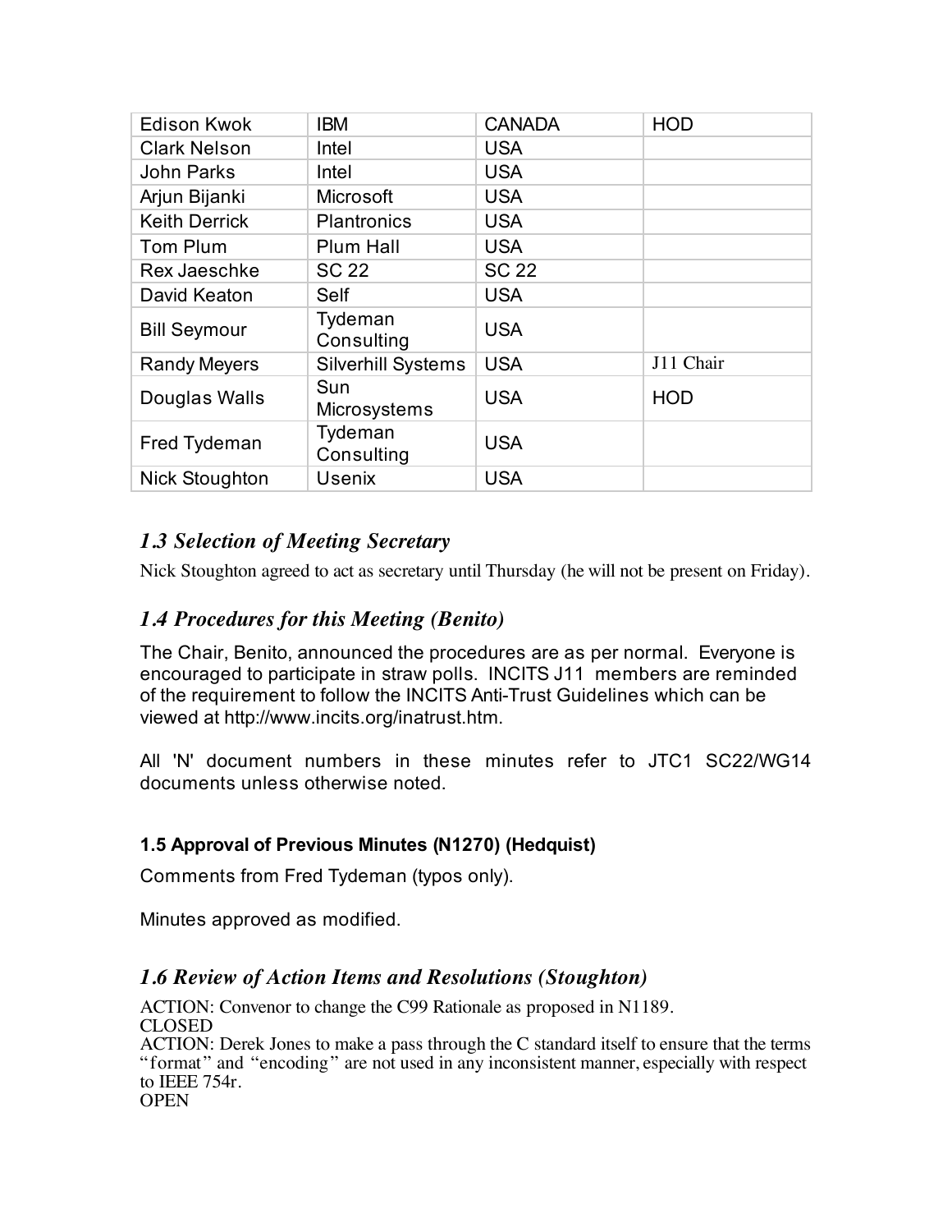| Edison Kwok | IBM | CANADA | HOD |
| --- | --- | --- | --- |
| Clark Nelson | Intel | USA | |
| John Parks | Intel | USA | |
| Arjun Bijanki | Microsoft | USA | |
| Keith Derrick | Plantronics | USA | |
| Tom Plum | Plum Hall | USA | |
| Rex Jaeschke | SC 22 | SC 22 | |
| David Keaton | Self | USA | |
| Bill Seymour | Tydeman Consulting | USA | |
| Randy Meyers | Silverhill Systems | USA | J11 Chair |
| Douglas Walls | Sun Microsystems | USA | HOD |
| Fred Tydeman | Tydeman Consulting | USA | |
| Nick Stoughton | Usenix | USA | |

## *1.3 Selection of Meeting Secretary*

Nick Stoughton agreed to act as secretary until Thursday (he will not be present on Friday).

## *1.4 Procedures for this Meeting (Benito)*

The Chair, Benito, announced the procedures are as per normal. Everyone is encouraged to participate in straw polls. INCITS J11 members are reminded of the requirement to follow the INCITS Anti-Trust Guidelines which can be viewed at http://www.incits.org/inatrust.htm.

All 'N' document numbers in these minutes refer to JTC1 SC22/WG14 documents unless otherwise noted.

### 1.5 Approval of Previous Minutes (N1270) (Hedquist)

Comments from Fred Tydeman (typos only).

Minutes approved as modified.

## *1.6 Review of Action Items and Resolutions (Stoughton)*

ACTION: Convenor to change the C99 Rationale as proposed in N1189.
CLOSED
ACTION: Derek Jones to make a pass through the C standard itself to ensure that the terms "format" and "encoding" are not used in any inconsistent manner, especially with respect to IEEE 754r.
OPEN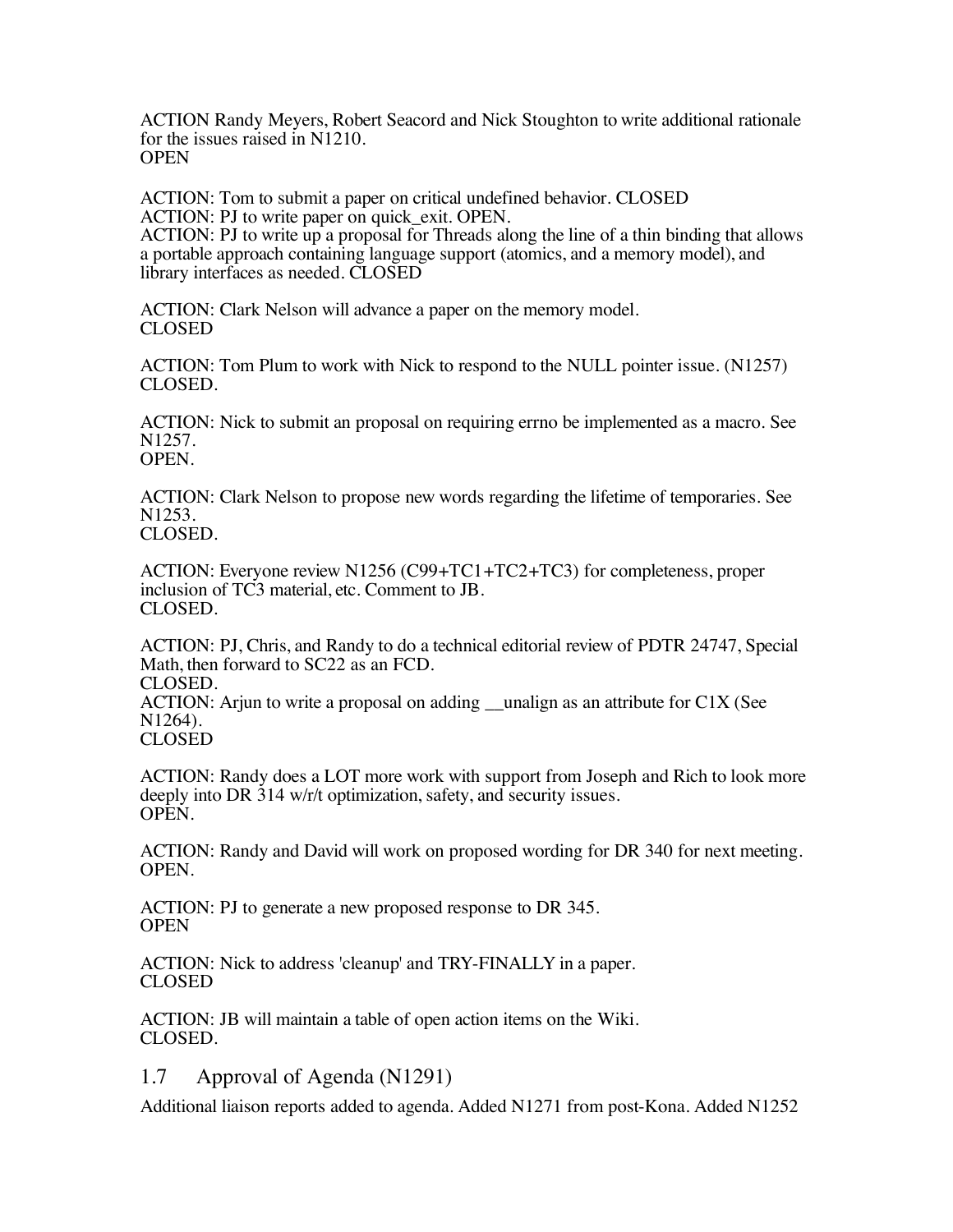ACTION Randy Meyers, Robert Seacord and Nick Stoughton to write additional rationale for the issues raised in N1210.
OPEN

ACTION: Tom to submit a paper on critical undefined behavior. CLOSED
ACTION: PJ to write paper on quick_exit. OPEN.
ACTION: PJ to write up a proposal for Threads along the line of a thin binding that allows a portable approach containing language support (atomics, and a memory model), and library interfaces as needed. CLOSED

ACTION: Clark Nelson will advance a paper on the memory model.
CLOSED

ACTION: Tom Plum to work with Nick to respond to the NULL pointer issue. (N1257)
CLOSED.

ACTION: Nick to submit an proposal on requiring errno be implemented as a macro. See N1257.
OPEN.

ACTION: Clark Nelson to propose new words regarding the lifetime of temporaries. See N1253.
CLOSED.

ACTION: Everyone review N1256 (C99+TC1+TC2+TC3) for completeness, proper inclusion of TC3 material, etc. Comment to JB.
CLOSED.

ACTION: PJ, Chris, and Randy to do a technical editorial review of PDTR 24747, Special Math, then forward to SC22 as an FCD.
CLOSED.
ACTION: Arjun to write a proposal on adding __unalign as an attribute for C1X (See N1264).
CLOSED

ACTION: Randy does a LOT more work with support from Joseph and Rich to look more deeply into DR 314 w/r/t optimization, safety, and security issues.
OPEN.

ACTION: Randy and David will work on proposed wording for DR 340 for next meeting.
OPEN.

ACTION: PJ to generate a new proposed response to DR 345.
OPEN

ACTION: Nick to address 'cleanup' and TRY-FINALLY in a paper.
CLOSED

ACTION: JB will maintain a table of open action items on the Wiki.
CLOSED.

## 1.7 Approval of Agenda (N1291)

Additional liaison reports added to agenda. Added N1271 from post-Kona. Added N1252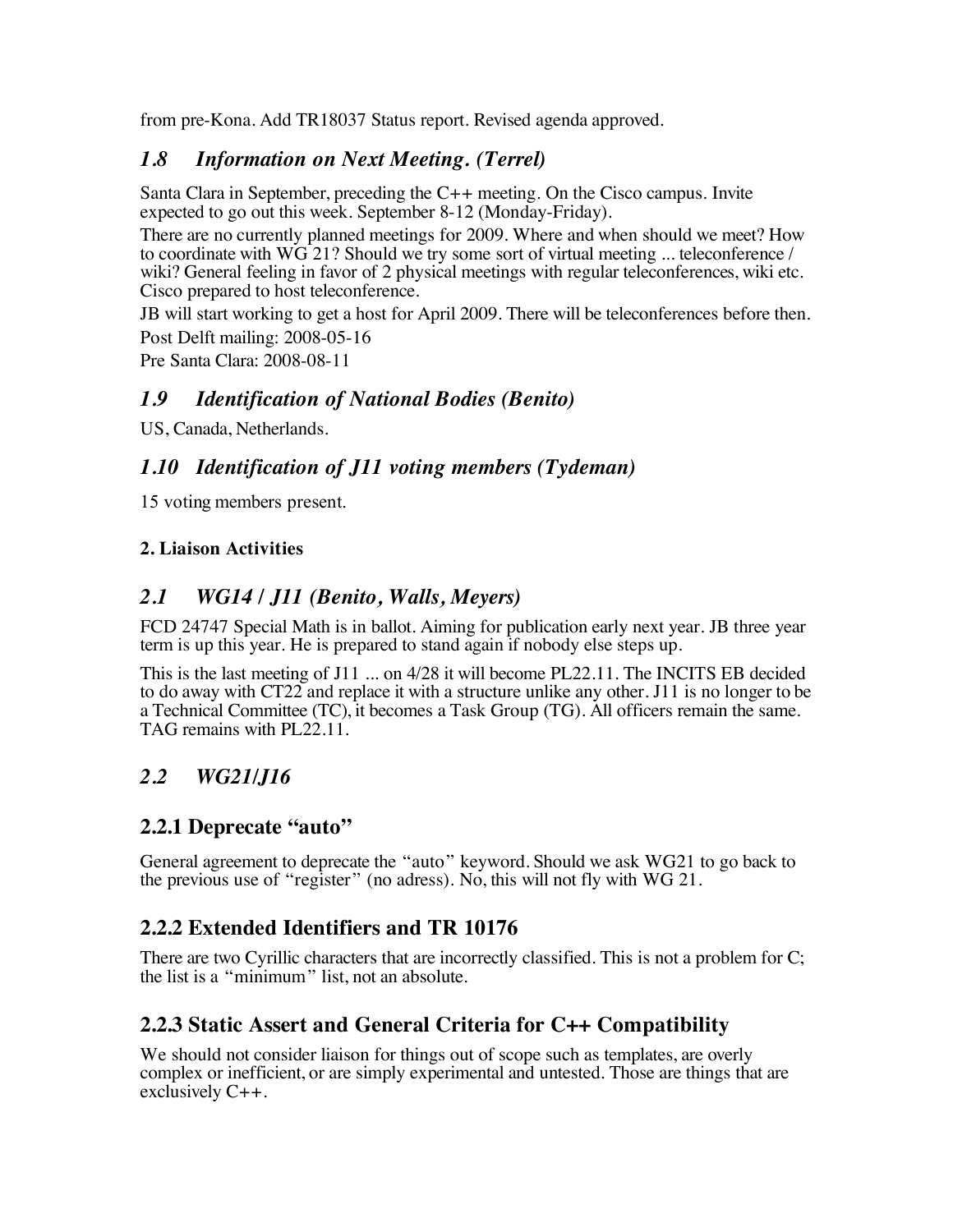from pre-Kona. Add TR18037 Status report. Revised agenda approved.

## *1.8 Information on Next Meeting. (Terrel)*

Santa Clara in September, preceding the C++ meeting. On the Cisco campus. Invite expected to go out this week. September 8-12 (Monday-Friday).

There are no currently planned meetings for 2009. Where and when should we meet? How to coordinate with WG 21? Should we try some sort of virtual meeting ... teleconference / wiki? General feeling in favor of 2 physical meetings with regular teleconferences, wiki etc. Cisco prepared to host teleconference.

JB will start working to get a host for April 2009. There will be teleconferences before then.

Post Delft mailing: 2008-05-16

Pre Santa Clara: 2008-08-11

## *1.9 Identification of National Bodies (Benito)*

US, Canada, Netherlands.

## *1.10 Identification of J11 voting members (Tydeman)*

15 voting members present.

**2. Liaison Activities**

## *2.1 WG14 / J11 (Benito, Walls, Meyers)*

FCD 24747 Special Math is in ballot. Aiming for publication early next year. JB three year term is up this year. He is prepared to stand again if nobody else steps up.

This is the last meeting of J11 ... on 4/28 it will become PL22.11. The INCITS EB decided to do away with CT22 and replace it with a structure unlike any other. J11 is no longer to be a Technical Committee (TC), it becomes a Task Group (TG). All officers remain the same. TAG remains with PL22.11.

## *2.2 WG21/J16*

### 2.2.1 Deprecate "auto"

General agreement to deprecate the "auto" keyword. Should we ask WG21 to go back to the previous use of "register" (no adress). No, this will not fly with WG 21.

### 2.2.2 Extended Identifiers and TR 10176

There are two Cyrillic characters that are incorrectly classified. This is not a problem for C; the list is a "minimum" list, not an absolute.

### 2.2.3 Static Assert and General Criteria for C++ Compatibility

We should not consider liaison for things out of scope such as templates, are overly complex or inefficient, or are simply experimental and untested. Those are things that are exclusively C++.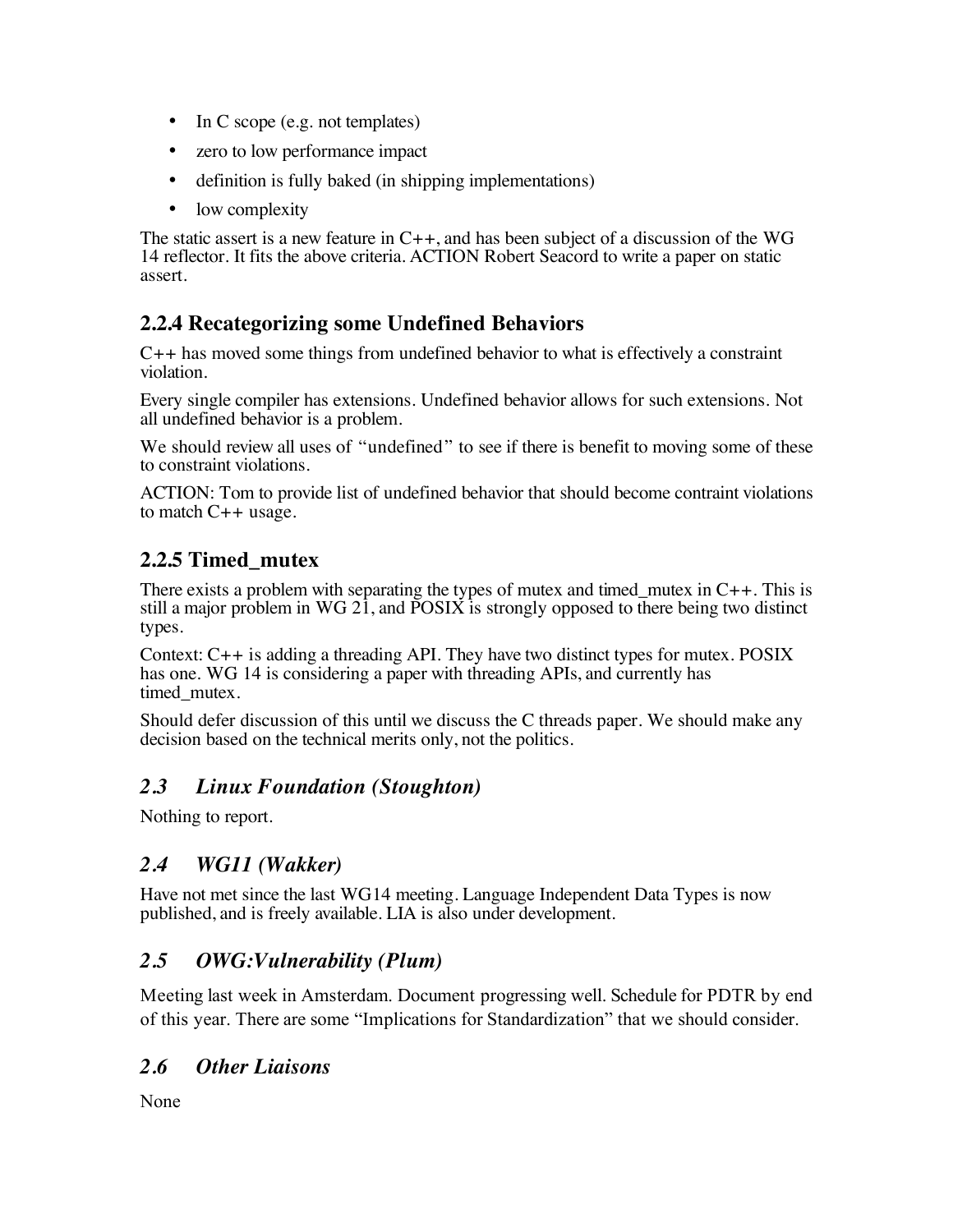- In C scope (e.g. not templates)
- zero to low performance impact
- definition is fully baked (in shipping implementations)
- low complexity

The static assert is a new feature in C++, and has been subject of a discussion of the WG 14 reflector. It fits the above criteria. ACTION Robert Seacord to write a paper on static assert.

### 2.2.4 Recategorizing some Undefined Behaviors

C++ has moved some things from undefined behavior to what is effectively a constraint violation.

Every single compiler has extensions. Undefined behavior allows for such extensions. Not all undefined behavior is a problem.

We should review all uses of "undefined" to see if there is benefit to moving some of these to constraint violations.

ACTION: Tom to provide list of undefined behavior that should become contraint violations to match C++ usage.

### 2.2.5 Timed_mutex

There exists a problem with separating the types of mutex and timed_mutex in C++. This is still a major problem in WG 21, and POSIX is strongly opposed to there being two distinct types.

Context: C++ is adding a threading API. They have two distinct types for mutex. POSIX has one. WG 14 is considering a paper with threading APIs, and currently has timed_mutex.

Should defer discussion of this until we discuss the C threads paper. We should make any decision based on the technical merits only, not the politics.

## *2.3 Linux Foundation (Stoughton)*

Nothing to report.

## *2.4 WG11 (Wakker)*

Have not met since the last WG14 meeting. Language Independent Data Types is now published, and is freely available. LIA is also under development.

## *2.5 OWG:Vulnerability (Plum)*

Meeting last week in Amsterdam. Document progressing well. Schedule for PDTR by end of this year. There are some "Implications for Standardization" that we should consider.

## *2.6 Other Liaisons*

None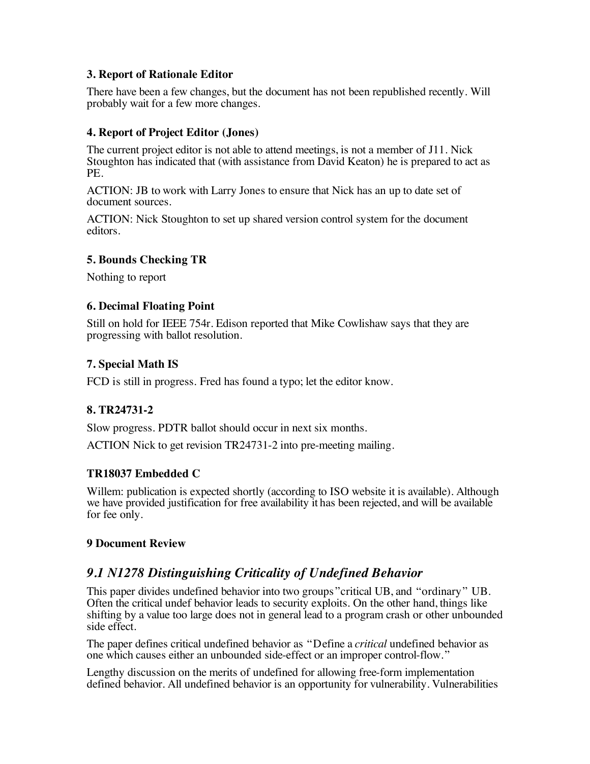### 3. Report of Rationale Editor

There have been a few changes, but the document has not been republished recently. Will probably wait for a few more changes.

### 4. Report of Project Editor (Jones)

The current project editor is not able to attend meetings, is not a member of J11. Nick Stoughton has indicated that (with assistance from David Keaton) he is prepared to act as PE.

ACTION: JB to work with Larry Jones to ensure that Nick has an up to date set of document sources.

ACTION: Nick Stoughton to set up shared version control system for the document editors.

### 5. Bounds Checking TR

Nothing to report

### 6. Decimal Floating Point

Still on hold for IEEE 754r. Edison reported that Mike Cowlishaw says that they are progressing with ballot resolution.

### 7. Special Math IS

FCD is still in progress. Fred has found a typo; let the editor know.

### 8. TR24731-2

Slow progress. PDTR ballot should occur in next six months.

ACTION Nick to get revision TR24731-2 into pre-meeting mailing.

### TR18037 Embedded C

Willem: publication is expected shortly (according to ISO website it is available). Although we have provided justification for free availability it has been rejected, and will be available for fee only.

### 9 Document Review

## *9.1 N1278 Distinguishing Criticality of Undefined Behavior*

This paper divides undefined behavior into two groups"critical UB, and "ordinary" UB. Often the critical undef behavior leads to security exploits. On the other hand, things like shifting by a value too large does not in general lead to a program crash or other unbounded side effect.

The paper defines critical undefined behavior as "Define a *critical* undefined behavior as one which causes either an unbounded side-effect or an improper control-flow."

Lengthy discussion on the merits of undefined for allowing free-form implementation defined behavior. All undefined behavior is an opportunity for vulnerability. Vulnerabilities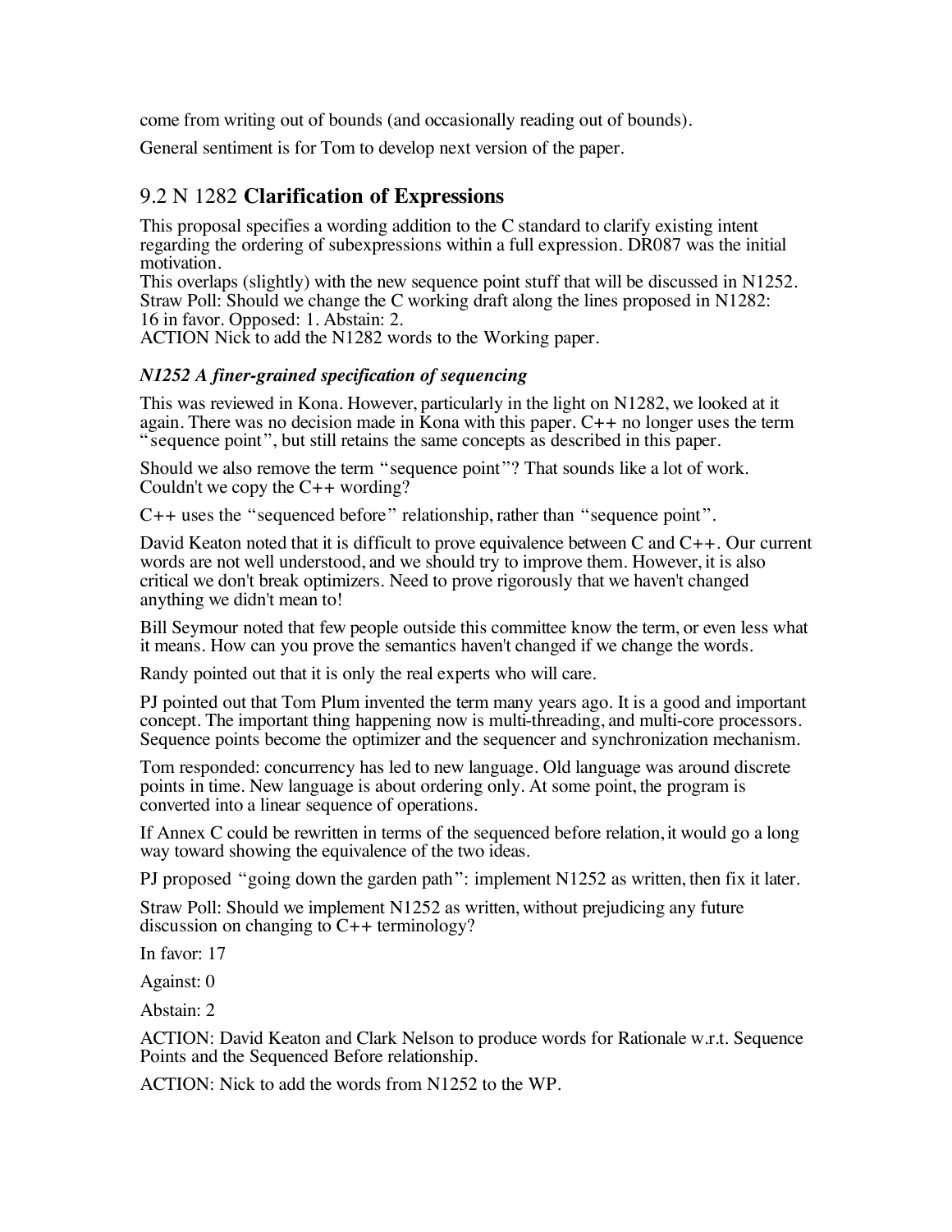come from writing out of bounds (and occasionally reading out of bounds).

General sentiment is for Tom to develop next version of the paper.

## 9.2 N 1282 **Clarification of Expressions**

This proposal specifies a wording addition to the C standard to clarify existing intent regarding the ordering of subexpressions within a full expression. DR087 was the initial motivation.
This overlaps (slightly) with the new sequence point stuff that will be discussed in N1252.
Straw Poll: Should we change the C working draft along the lines proposed in N1282:
16 in favor. Opposed: 1. Abstain: 2.
ACTION Nick to add the N1282 words to the Working paper.

### *N1252 A finer-grained specification of sequencing*

This was reviewed in Kona. However, particularly in the light on N1282, we looked at it again. There was no decision made in Kona with this paper. C++ no longer uses the term "sequence point", but still retains the same concepts as described in this paper.

Should we also remove the term "sequence point"? That sounds like a lot of work. Couldn't we copy the C++ wording?

C++ uses the "sequenced before" relationship, rather than "sequence point".

David Keaton noted that it is difficult to prove equivalence between C and C++. Our current words are not well understood, and we should try to improve them. However, it is also critical we don't break optimizers. Need to prove rigorously that we haven't changed anything we didn't mean to!

Bill Seymour noted that few people outside this committee know the term, or even less what it means. How can you prove the semantics haven't changed if we change the words.

Randy pointed out that it is only the real experts who will care.

PJ pointed out that Tom Plum invented the term many years ago. It is a good and important concept. The important thing happening now is multi-threading, and multi-core processors. Sequence points become the optimizer and the sequencer and synchronization mechanism.

Tom responded: concurrency has led to new language. Old language was around discrete points in time. New language is about ordering only. At some point, the program is converted into a linear sequence of operations.

If Annex C could be rewritten in terms of the sequenced before relation, it would go a long way toward showing the equivalence of the two ideas.

PJ proposed "going down the garden path": implement N1252 as written, then fix it later.

Straw Poll: Should we implement N1252 as written, without prejudicing any future discussion on changing to C++ terminology?

In favor: 17

Against: 0

Abstain: 2

ACTION: David Keaton and Clark Nelson to produce words for Rationale w.r.t. Sequence Points and the Sequenced Before relationship.

ACTION: Nick to add the words from N1252 to the WP.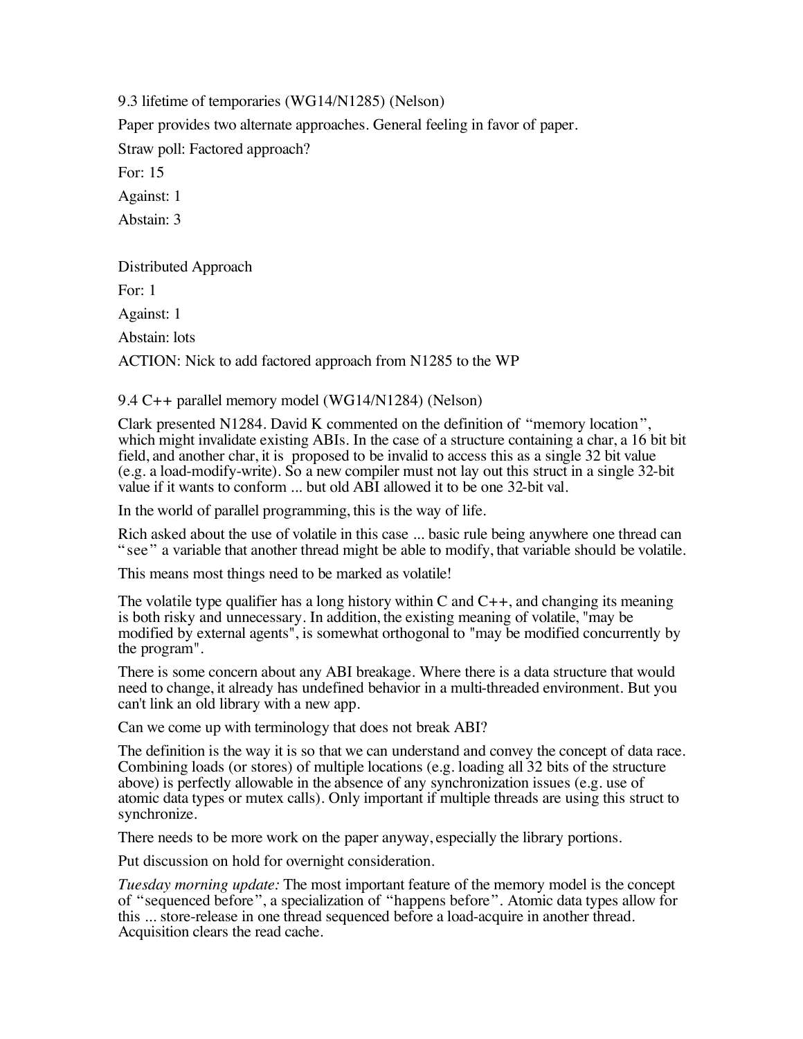9.3 lifetime of temporaries (WG14/N1285) (Nelson)

Paper provides two alternate approaches. General feeling in favor of paper.

Straw poll: Factored approach?

For: 15

Against: 1

Abstain: 3

Distributed Approach

For: 1

Against: 1

Abstain: lots

ACTION: Nick to add factored approach from N1285 to the WP

9.4 C++ parallel memory model (WG14/N1284) (Nelson)

Clark presented N1284. David K commented on the definition of "memory location", which might invalidate existing ABIs. In the case of a structure containing a char, a 16 bit bit field, and another char, it is proposed to be invalid to access this as a single 32 bit value (e.g. a load-modify-write). So a new compiler must not lay out this struct in a single 32-bit value if it wants to conform ... but old ABI allowed it to be one 32-bit val.

In the world of parallel programming, this is the way of life.

Rich asked about the use of volatile in this case ... basic rule being anywhere one thread can "see" a variable that another thread might be able to modify, that variable should be volatile.

This means most things need to be marked as volatile!

The volatile type qualifier has a long history within C and C++, and changing its meaning is both risky and unnecessary. In addition, the existing meaning of volatile, "may be modified by external agents", is somewhat orthogonal to "may be modified concurrently by the program".

There is some concern about any ABI breakage. Where there is a data structure that would need to change, it already has undefined behavior in a multi-threaded environment. But you can't link an old library with a new app.

Can we come up with terminology that does not break ABI?

The definition is the way it is so that we can understand and convey the concept of data race. Combining loads (or stores) of multiple locations (e.g. loading all 32 bits of the structure above) is perfectly allowable in the absence of any synchronization issues (e.g. use of atomic data types or mutex calls). Only important if multiple threads are using this struct to synchronize.

There needs to be more work on the paper anyway, especially the library portions.

Put discussion on hold for overnight consideration.

*Tuesday morning update:* The most important feature of the memory model is the concept of "sequenced before", a specialization of "happens before". Atomic data types allow for this ... store-release in one thread sequenced before a load-acquire in another thread. Acquisition clears the read cache.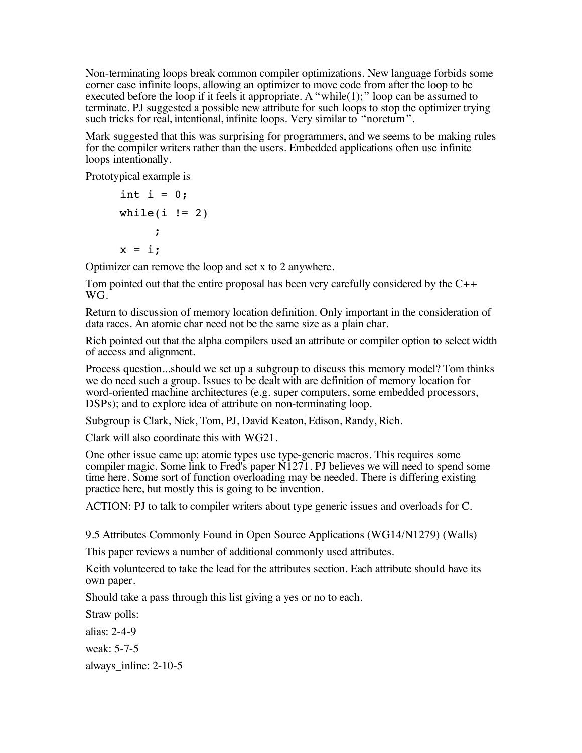Non-terminating loops break common compiler optimizations. New language forbids some corner case infinite loops, allowing an optimizer to move code from after the loop to be executed before the loop if it feels it appropriate. A "while(1);" loop can be assumed to terminate. PJ suggested a possible new attribute for such loops to stop the optimizer trying such tricks for real, intentional, infinite loops. Very similar to "noreturn".

Mark suggested that this was surprising for programmers, and we seems to be making rules for the compiler writers rather than the users. Embedded applications often use infinite loops intentionally.

Prototypical example is

```
int i = 0;
while(i != 2)
      ;
x = i;
```

Optimizer can remove the loop and set x to 2 anywhere.

Tom pointed out that the entire proposal has been very carefully considered by the C++ WG.

Return to discussion of memory location definition. Only important in the consideration of data races. An atomic char need not be the same size as a plain char.

Rich pointed out that the alpha compilers used an attribute or compiler option to select width of access and alignment.

Process question...should we set up a subgroup to discuss this memory model? Tom thinks we do need such a group. Issues to be dealt with are definition of memory location for word-oriented machine architectures (e.g. super computers, some embedded processors, DSPs); and to explore idea of attribute on non-terminating loop.

Subgroup is Clark, Nick, Tom, PJ, David Keaton, Edison, Randy, Rich.

Clark will also coordinate this with WG21.

One other issue came up: atomic types use type-generic macros. This requires some compiler magic. Some link to Fred's paper N1271. PJ believes we will need to spend some time here. Some sort of function overloading may be needed. There is differing existing practice here, but mostly this is going to be invention.

ACTION: PJ to talk to compiler writers about type generic issues and overloads for C.

9.5 Attributes Commonly Found in Open Source Applications (WG14/N1279) (Walls)

This paper reviews a number of additional commonly used attributes.

Keith volunteered to take the lead for the attributes section. Each attribute should have its own paper.

Should take a pass through this list giving a yes or no to each.

Straw polls:

alias: 2-4-9

weak: 5-7-5

always_inline: 2-10-5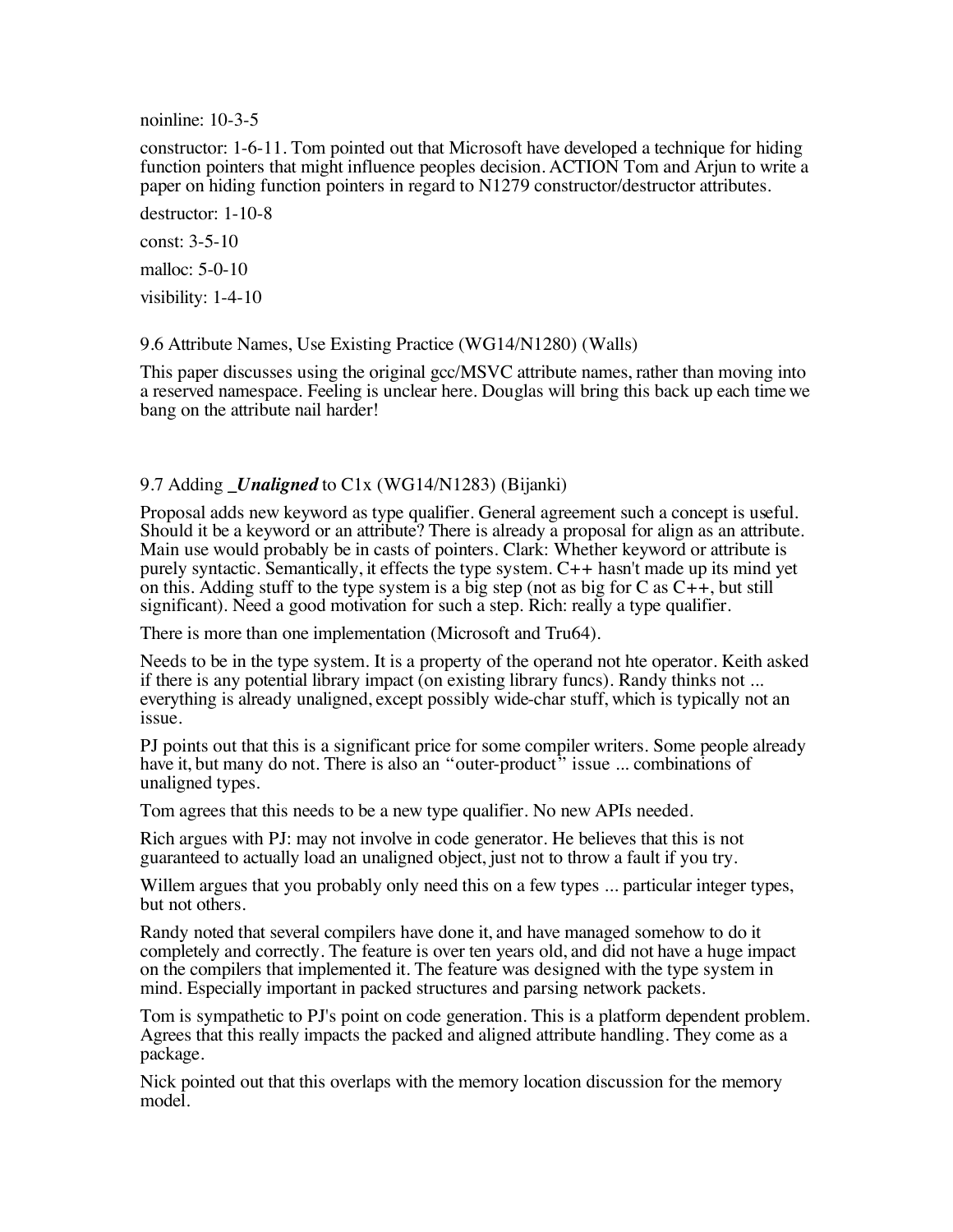noinline: 10-3-5

constructor: 1-6-11. Tom pointed out that Microsoft have developed a technique for hiding function pointers that might influence peoples decision. ACTION Tom and Arjun to write a paper on hiding function pointers in regard to N1279 constructor/destructor attributes.

destructor: 1-10-8

const: 3-5-10

malloc: 5-0-10

visibility: 1-4-10

9.6 Attribute Names, Use Existing Practice (WG14/N1280) (Walls)

This paper discusses using the original gcc/MSVC attribute names, rather than moving into a reserved namespace. Feeling is unclear here. Douglas will bring this back up each time we bang on the attribute nail harder!

9.7 Adding ***_Unaligned*** to C1x (WG14/N1283) (Bijanki)

Proposal adds new keyword as type qualifier. General agreement such a concept is useful. Should it be a keyword or an attribute? There is already a proposal for align as an attribute. Main use would probably be in casts of pointers. Clark: Whether keyword or attribute is purely syntactic. Semantically, it effects the type system. C++ hasn't made up its mind yet on this. Adding stuff to the type system is a big step (not as big for C as C++, but still significant). Need a good motivation for such a step. Rich: really a type qualifier.

There is more than one implementation (Microsoft and Tru64).

Needs to be in the type system. It is a property of the operand not hte operator. Keith asked if there is any potential library impact (on existing library funcs). Randy thinks not ... everything is already unaligned, except possibly wide-char stuff, which is typically not an issue.

PJ points out that this is a significant price for some compiler writers. Some people already have it, but many do not. There is also an "outer-product" issue ... combinations of unaligned types.

Tom agrees that this needs to be a new type qualifier. No new APIs needed.

Rich argues with PJ: may not involve in code generator. He believes that this is not guaranteed to actually load an unaligned object, just not to throw a fault if you try.

Willem argues that you probably only need this on a few types ... particular integer types, but not others.

Randy noted that several compilers have done it, and have managed somehow to do it completely and correctly. The feature is over ten years old, and did not have a huge impact on the compilers that implemented it. The feature was designed with the type system in mind. Especially important in packed structures and parsing network packets.

Tom is sympathetic to PJ's point on code generation. This is a platform dependent problem. Agrees that this really impacts the packed and aligned attribute handling. They come as a package.

Nick pointed out that this overlaps with the memory location discussion for the memory model.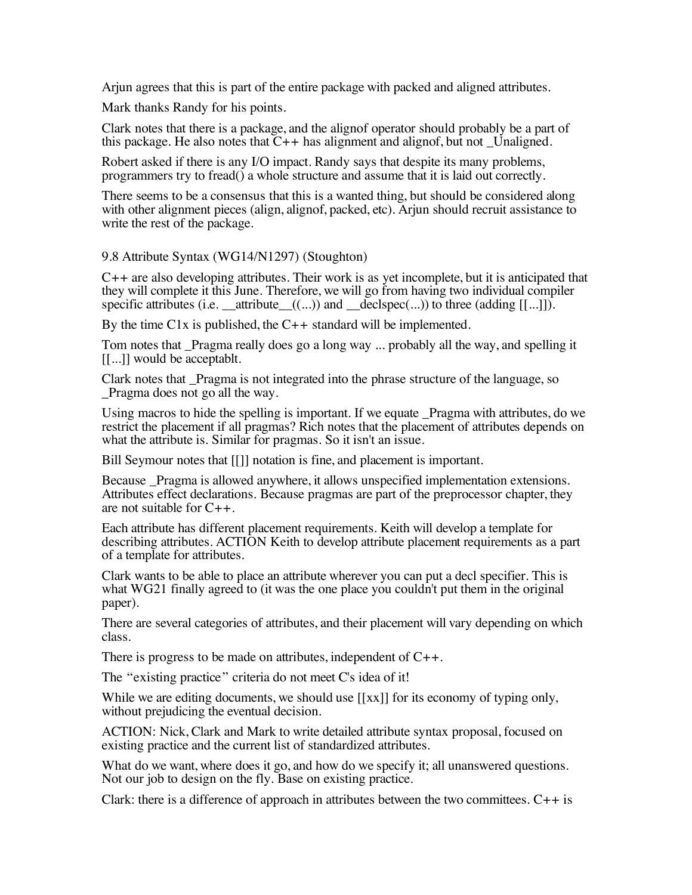Arjun agrees that this is part of the entire package with packed and aligned attributes.

Mark thanks Randy for his points.

Clark notes that there is a package, and the alignof operator should probably be a part of this package. He also notes that C++ has alignment and alignof, but not _Unaligned.

Robert asked if there is any I/O impact. Randy says that despite its many problems, programmers try to fread() a whole structure and assume that it is laid out correctly.

There seems to be a consensus that this is a wanted thing, but should be considered along with other alignment pieces (align, alignof, packed, etc). Arjun should recruit assistance to write the rest of the package.

9.8 Attribute Syntax (WG14/N1297) (Stoughton)

C++ are also developing attributes. Their work is as yet incomplete, but it is anticipated that they will complete it this June. Therefore, we will go from having two individual compiler specific attributes (i.e. __attribute__((...)) and __declspec(...)) to three (adding [[...]]).

By the time C1x is published, the C++ standard will be implemented.

Tom notes that _Pragma really does go a long way ... probably all the way, and spelling it [[...]] would be acceptablt.

Clark notes that _Pragma is not integrated into the phrase structure of the language, so _Pragma does not go all the way.

Using macros to hide the spelling is important. If we equate _Pragma with attributes, do we restrict the placement if all pragmas? Rich notes that the placement of attributes depends on what the attribute is. Similar for pragmas. So it isn't an issue.

Bill Seymour notes that [[]] notation is fine, and placement is important.

Because _Pragma is allowed anywhere, it allows unspecified implementation extensions. Attributes effect declarations. Because pragmas are part of the preprocessor chapter, they are not suitable for C++.

Each attribute has different placement requirements. Keith will develop a template for describing attributes. ACTION Keith to develop attribute placement requirements as a part of a template for attributes.

Clark wants to be able to place an attribute wherever you can put a decl specifier. This is what WG21 finally agreed to (it was the one place you couldn't put them in the original paper).

There are several categories of attributes, and their placement will vary depending on which class.

There is progress to be made on attributes, independent of C++.

The "existing practice" criteria do not meet C's idea of it!

While we are editing documents, we should use [[xx]] for its economy of typing only, without prejudicing the eventual decision.

ACTION: Nick, Clark and Mark to write detailed attribute syntax proposal, focused on existing practice and the current list of standardized attributes.

What do we want, where does it go, and how do we specify it; all unanswered questions. Not our job to design on the fly. Base on existing practice.

Clark: there is a difference of approach in attributes between the two committees. C++ is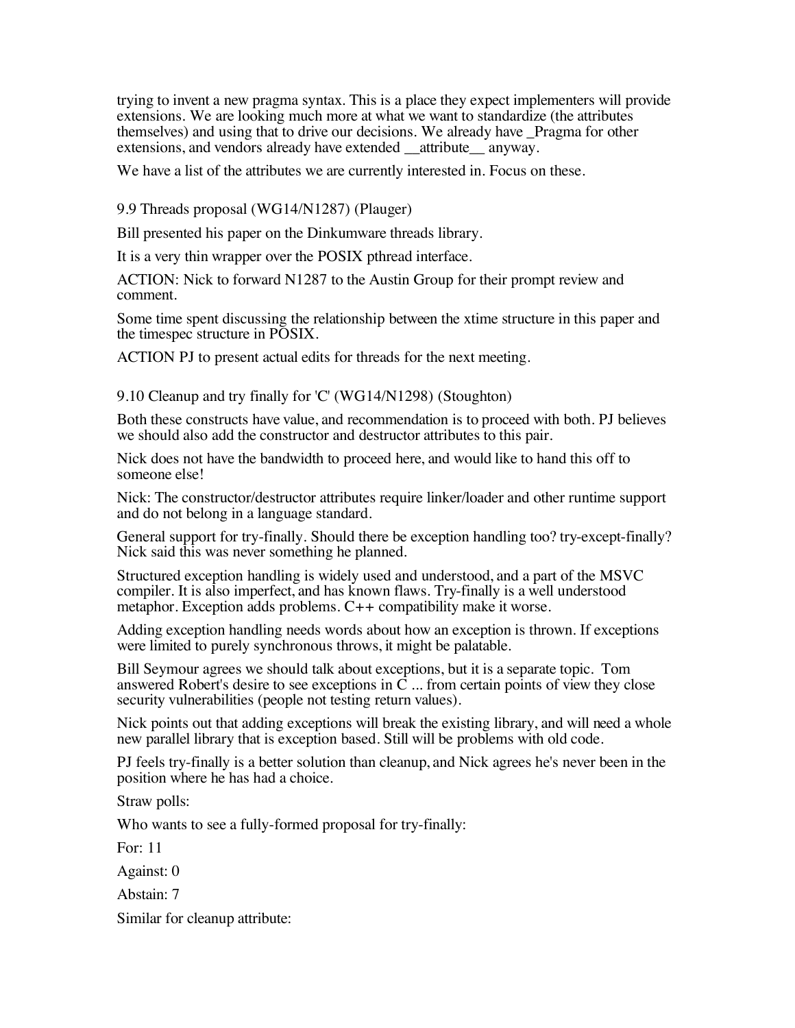trying to invent a new pragma syntax. This is a place they expect implementers will provide extensions. We are looking much more at what we want to standardize (the attributes themselves) and using that to drive our decisions. We already have _Pragma for other extensions, and vendors already have extended __attribute__ anyway.

We have a list of the attributes we are currently interested in. Focus on these.

9.9 Threads proposal (WG14/N1287) (Plauger)

Bill presented his paper on the Dinkumware threads library.

It is a very thin wrapper over the POSIX pthread interface.

ACTION: Nick to forward N1287 to the Austin Group for their prompt review and comment.

Some time spent discussing the relationship between the xtime structure in this paper and the timespec structure in POSIX.

ACTION PJ to present actual edits for threads for the next meeting.

9.10 Cleanup and try finally for 'C' (WG14/N1298) (Stoughton)

Both these constructs have value, and recommendation is to proceed with both. PJ believes we should also add the constructor and destructor attributes to this pair.

Nick does not have the bandwidth to proceed here, and would like to hand this off to someone else!

Nick: The constructor/destructor attributes require linker/loader and other runtime support and do not belong in a language standard.

General support for try-finally. Should there be exception handling too? try-except-finally? Nick said this was never something he planned.

Structured exception handling is widely used and understood, and a part of the MSVC compiler. It is also imperfect, and has known flaws. Try-finally is a well understood metaphor. Exception adds problems. C++ compatibility make it worse.

Adding exception handling needs words about how an exception is thrown. If exceptions were limited to purely synchronous throws, it might be palatable.

Bill Seymour agrees we should talk about exceptions, but it is a separate topic. Tom answered Robert's desire to see exceptions in C ... from certain points of view they close security vulnerabilities (people not testing return values).

Nick points out that adding exceptions will break the existing library, and will need a whole new parallel library that is exception based. Still will be problems with old code.

PJ feels try-finally is a better solution than cleanup, and Nick agrees he's never been in the position where he has had a choice.

Straw polls:

Who wants to see a fully-formed proposal for try-finally:

For: 11

Against: 0

Abstain: 7

Similar for cleanup attribute: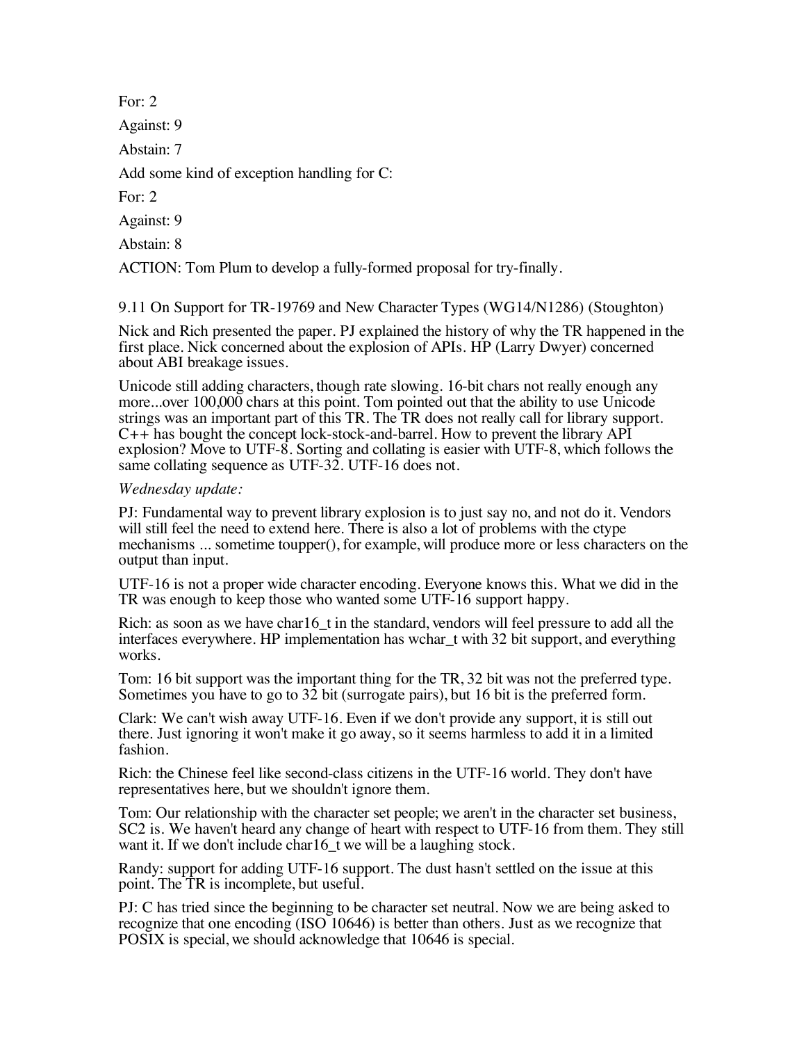For: 2

Against: 9

Abstain: 7

Add some kind of exception handling for C:

For: 2

Against: 9

Abstain: 8

ACTION: Tom Plum to develop a fully-formed proposal for try-finally.

9.11 On Support for TR-19769 and New Character Types (WG14/N1286) (Stoughton)

Nick and Rich presented the paper. PJ explained the history of why the TR happened in the first place. Nick concerned about the explosion of APIs. HP (Larry Dwyer) concerned about ABI breakage issues.

Unicode still adding characters, though rate slowing. 16-bit chars not really enough any more...over 100,000 chars at this point. Tom pointed out that the ability to use Unicode strings was an important part of this TR. The TR does not really call for library support. C++ has bought the concept lock-stock-and-barrel. How to prevent the library API explosion? Move to UTF-8. Sorting and collating is easier with UTF-8, which follows the same collating sequence as UTF-32. UTF-16 does not.

*Wednesday update:*

PJ: Fundamental way to prevent library explosion is to just say no, and not do it. Vendors will still feel the need to extend here. There is also a lot of problems with the ctype mechanisms ... sometime toupper(), for example, will produce more or less characters on the output than input.

UTF-16 is not a proper wide character encoding. Everyone knows this. What we did in the TR was enough to keep those who wanted some UTF-16 support happy.

Rich: as soon as we have char16_t in the standard, vendors will feel pressure to add all the interfaces everywhere. HP implementation has wchar_t with 32 bit support, and everything works.

Tom: 16 bit support was the important thing for the TR, 32 bit was not the preferred type. Sometimes you have to go to 32 bit (surrogate pairs), but 16 bit is the preferred form.

Clark: We can't wish away UTF-16. Even if we don't provide any support, it is still out there. Just ignoring it won't make it go away, so it seems harmless to add it in a limited fashion.

Rich: the Chinese feel like second-class citizens in the UTF-16 world. They don't have representatives here, but we shouldn't ignore them.

Tom: Our relationship with the character set people; we aren't in the character set business, SC2 is. We haven't heard any change of heart with respect to UTF-16 from them. They still want it. If we don't include char16_t we will be a laughing stock.

Randy: support for adding UTF-16 support. The dust hasn't settled on the issue at this point. The TR is incomplete, but useful.

PJ: C has tried since the beginning to be character set neutral. Now we are being asked to recognize that one encoding (ISO 10646) is better than others. Just as we recognize that POSIX is special, we should acknowledge that 10646 is special.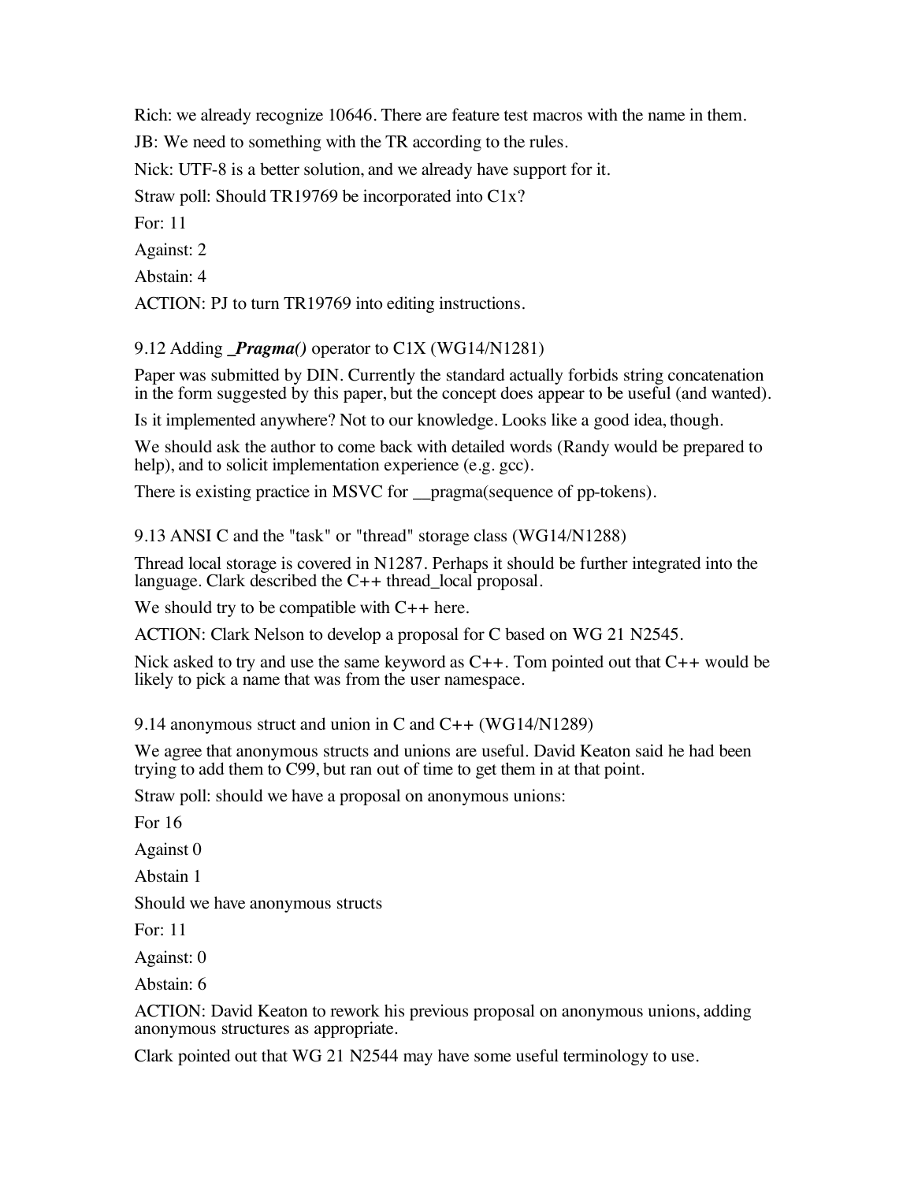Rich: we already recognize 10646. There are feature test macros with the name in them.

JB: We need to something with the TR according to the rules.

Nick: UTF-8 is a better solution, and we already have support for it.

Straw poll: Should TR19769 be incorporated into C1x?

For: 11

Against: 2

Abstain: 4

ACTION: PJ to turn TR19769 into editing instructions.

## 9.12 Adding ***_Pragma()*** operator to C1X (WG14/N1281)

Paper was submitted by DIN. Currently the standard actually forbids string concatenation in the form suggested by this paper, but the concept does appear to be useful (and wanted).

Is it implemented anywhere? Not to our knowledge. Looks like a good idea, though.

We should ask the author to come back with detailed words (Randy would be prepared to help), and to solicit implementation experience (e.g. gcc).

There is existing practice in MSVC for __pragma(sequence of pp-tokens).

## 9.13 ANSI C and the "task" or "thread" storage class (WG14/N1288)

Thread local storage is covered in N1287. Perhaps it should be further integrated into the language. Clark described the C++ thread_local proposal.

We should try to be compatible with C++ here.

ACTION: Clark Nelson to develop a proposal for C based on WG 21 N2545.

Nick asked to try and use the same keyword as C++. Tom pointed out that C++ would be likely to pick a name that was from the user namespace.

## 9.14 anonymous struct and union in C and C++ (WG14/N1289)

We agree that anonymous structs and unions are useful. David Keaton said he had been trying to add them to C99, but ran out of time to get them in at that point.

Straw poll: should we have a proposal on anonymous unions:

For 16

Against 0

Abstain 1

Should we have anonymous structs

For: 11

Against: 0

Abstain: 6

ACTION: David Keaton to rework his previous proposal on anonymous unions, adding anonymous structures as appropriate.

Clark pointed out that WG 21 N2544 may have some useful terminology to use.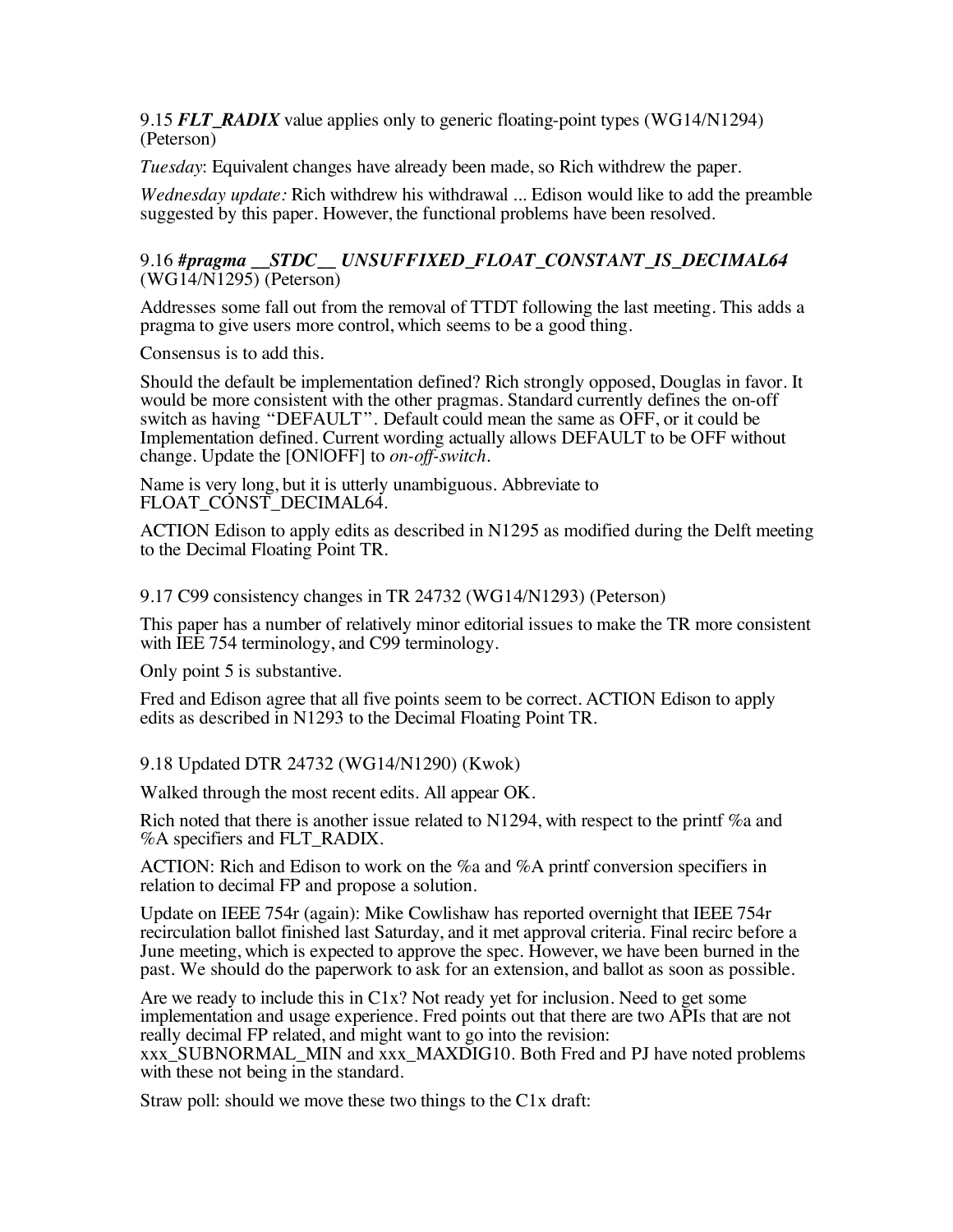9.15 ***FLT_RADIX*** value applies only to generic floating-point types (WG14/N1294) (Peterson)

*Tuesday*: Equivalent changes have already been made, so Rich withdrew the paper.

*Wednesday update:* Rich withdrew his withdrawal ... Edison would like to add the preamble suggested by this paper. However, the functional problems have been resolved.

9.16 ***#pragma __STDC__ UNSUFFIXED_FLOAT_CONSTANT_IS_DECIMAL64*** (WG14/N1295) (Peterson)

Addresses some fall out from the removal of TTDT following the last meeting. This adds a pragma to give users more control, which seems to be a good thing.

Consensus is to add this.

Should the default be implementation defined? Rich strongly opposed, Douglas in favor. It would be more consistent with the other pragmas. Standard currently defines the on-off switch as having "DEFAULT". Default could mean the same as OFF, or it could be Implementation defined. Current wording actually allows DEFAULT to be OFF without change. Update the [ON|OFF] to *on-off-switch*.

Name is very long, but it is utterly unambiguous. Abbreviate to FLOAT_CONST_DECIMAL64.

ACTION Edison to apply edits as described in N1295 as modified during the Delft meeting to the Decimal Floating Point TR.

9.17 C99 consistency changes in TR 24732 (WG14/N1293) (Peterson)

This paper has a number of relatively minor editorial issues to make the TR more consistent with IEE 754 terminology, and C99 terminology.

Only point 5 is substantive.

Fred and Edison agree that all five points seem to be correct. ACTION Edison to apply edits as described in N1293 to the Decimal Floating Point TR.

9.18 Updated DTR 24732 (WG14/N1290) (Kwok)

Walked through the most recent edits. All appear OK.

Rich noted that there is another issue related to N1294, with respect to the printf %a and %A specifiers and FLT_RADIX.

ACTION: Rich and Edison to work on the %a and %A printf conversion specifiers in relation to decimal FP and propose a solution.

Update on IEEE 754r (again): Mike Cowlishaw has reported overnight that IEEE 754r recirculation ballot finished last Saturday, and it met approval criteria. Final recirc before a June meeting, which is expected to approve the spec. However, we have been burned in the past. We should do the paperwork to ask for an extension, and ballot as soon as possible.

Are we ready to include this in C1x? Not ready yet for inclusion. Need to get some implementation and usage experience. Fred points out that there are two APIs that are not really decimal FP related, and might want to go into the revision: xxx_SUBNORMAL_MIN and xxx_MAXDIG10. Both Fred and PJ have noted problems with these not being in the standard.

Straw poll: should we move these two things to the C1x draft: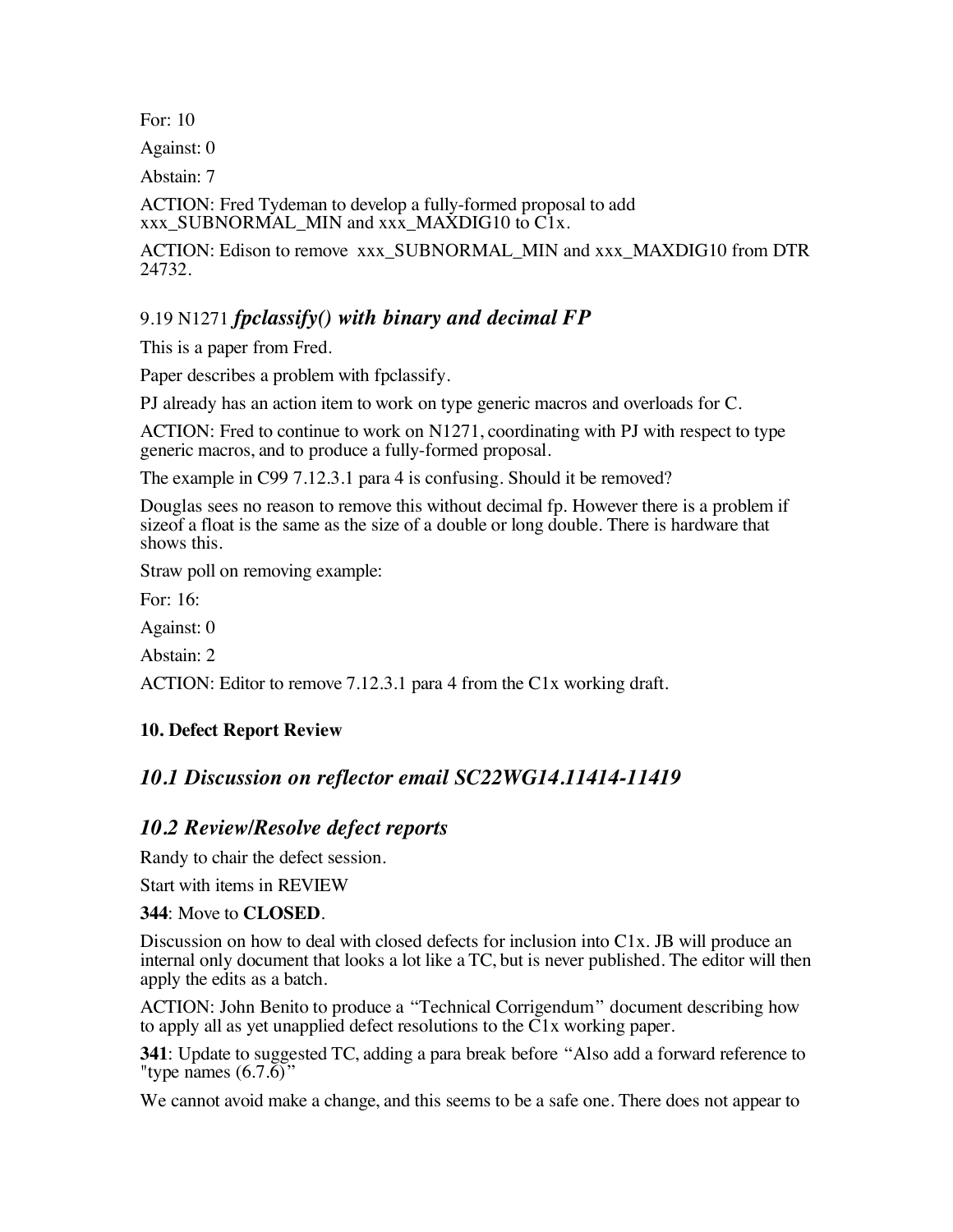For: 10

Against: 0

Abstain: 7

ACTION: Fred Tydeman to develop a fully-formed proposal to add xxx_SUBNORMAL_MIN and xxx_MAXDIG10 to C1x.

ACTION: Edison to remove xxx_SUBNORMAL_MIN and xxx_MAXDIG10 from DTR 24732.

### 9.19 N1271 *fpclassify() with binary and decimal FP*

This is a paper from Fred.

Paper describes a problem with fpclassify.

PJ already has an action item to work on type generic macros and overloads for C.

ACTION: Fred to continue to work on N1271, coordinating with PJ with respect to type generic macros, and to produce a fully-formed proposal.

The example in C99 7.12.3.1 para 4 is confusing. Should it be removed?

Douglas sees no reason to remove this without decimal fp. However there is a problem if sizeof a float is the same as the size of a double or long double. There is hardware that shows this.

Straw poll on removing example:

For: 16:

Against: 0

Abstain: 2

ACTION: Editor to remove 7.12.3.1 para 4 from the C1x working draft.

## 10. Defect Report Review

### *10.1 Discussion on reflector email SC22WG14.11414-11419*

### *10.2 Review/Resolve defect reports*

Randy to chair the defect session.

Start with items in REVIEW

**344**: Move to **CLOSED**.

Discussion on how to deal with closed defects for inclusion into C1x. JB will produce an internal only document that looks a lot like a TC, but is never published. The editor will then apply the edits as a batch.

ACTION: John Benito to produce a "Technical Corrigendum" document describing how to apply all as yet unapplied defect resolutions to the C1x working paper.

**341**: Update to suggested TC, adding a para break before "Also add a forward reference to "type names (6.7.6)"

We cannot avoid make a change, and this seems to be a safe one. There does not appear to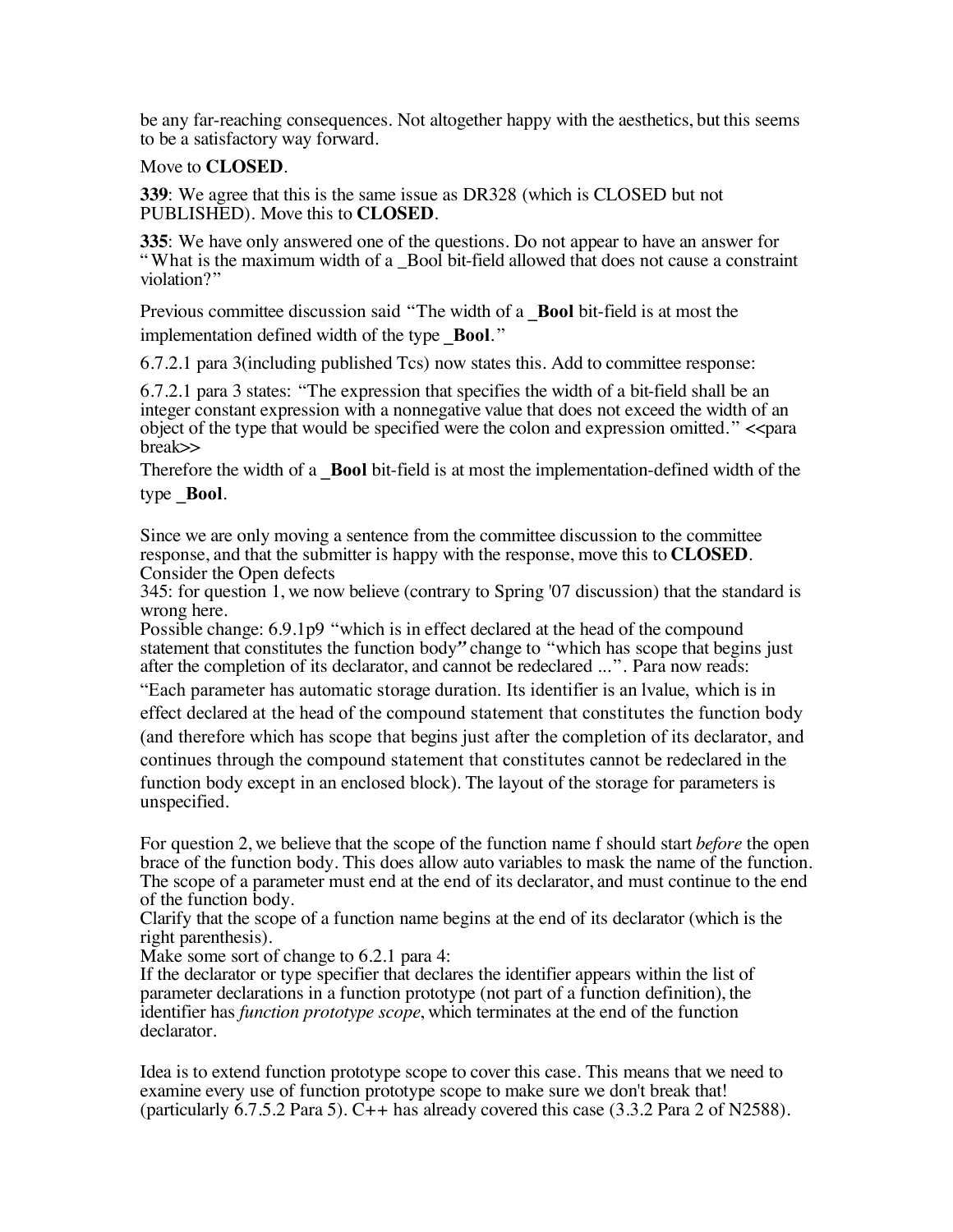be any far-reaching consequences. Not altogether happy with the aesthetics, but this seems to be a satisfactory way forward.

Move to **CLOSED**.

**339**: We agree that this is the same issue as DR328 (which is CLOSED but not PUBLISHED). Move this to **CLOSED**.

**335**: We have only answered one of the questions. Do not appear to have an answer for "What is the maximum width of a _Bool bit-field allowed that does not cause a constraint violation?"

Previous committee discussion said "The width of a **_Bool** bit-field is at most the implementation defined width of the type **_Bool**."

6.7.2.1 para 3(including published Tcs) now states this. Add to committee response:

6.7.2.1 para 3 states: "The expression that specifies the width of a bit-field shall be an integer constant expression with a nonnegative value that does not exceed the width of an object of the type that would be specified were the colon and expression omitted." <<para break>>

Therefore the width of a **_Bool** bit-field is at most the implementation-defined width of the type **_Bool**.

Since we are only moving a sentence from the committee discussion to the committee response, and that the submitter is happy with the response, move this to **CLOSED**.

Consider the Open defects

345: for question 1, we now believe (contrary to Spring '07 discussion) that the standard is wrong here.

Possible change: 6.9.1p9 "which is in effect declared at the head of the compound statement that constitutes the function body**"** change to "which has scope that begins just after the completion of its declarator, and cannot be redeclared ...". Para now reads:

"Each parameter has automatic storage duration. Its identifier is an lvalue, which is in effect declared at the head of the compound statement that constitutes the function body (and therefore which has scope that begins just after the completion of its declarator, and continues through the compound statement that constitutes cannot be redeclared in the function body except in an enclosed block). The layout of the storage for parameters is unspecified.

For question 2, we believe that the scope of the function name f should start *before* the open brace of the function body. This does allow auto variables to mask the name of the function. The scope of a parameter must end at the end of its declarator, and must continue to the end of the function body.

Clarify that the scope of a function name begins at the end of its declarator (which is the right parenthesis).

Make some sort of change to 6.2.1 para 4:

If the declarator or type specifier that declares the identifier appears within the list of parameter declarations in a function prototype (not part of a function definition), the identifier has *function prototype scope*, which terminates at the end of the function declarator.

Idea is to extend function prototype scope to cover this case. This means that we need to examine every use of function prototype scope to make sure we don't break that! (particularly 6.7.5.2 Para 5). C++ has already covered this case (3.3.2 Para 2 of N2588).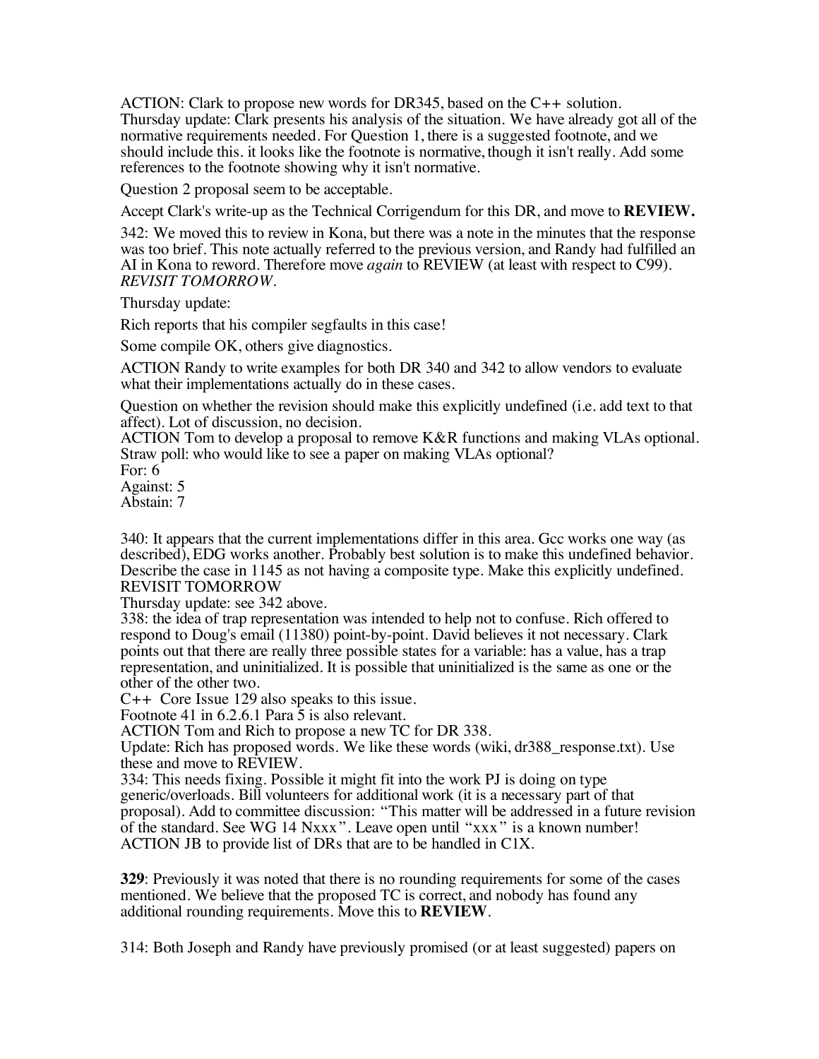ACTION: Clark to propose new words for DR345, based on the C++ solution.
Thursday update: Clark presents his analysis of the situation. We have already got all of the normative requirements needed. For Question 1, there is a suggested footnote, and we should include this. it looks like the footnote is normative, though it isn't really. Add some references to the footnote showing why it isn't normative.

Question 2 proposal seem to be acceptable.

Accept Clark's write-up as the Technical Corrigendum for this DR, and move to **REVIEW.**

342: We moved this to review in Kona, but there was a note in the minutes that the response was too brief. This note actually referred to the previous version, and Randy had fulfilled an AI in Kona to reword. Therefore move *again* to REVIEW (at least with respect to C99). *REVISIT TOMORROW*.

Thursday update:

Rich reports that his compiler segfaults in this case!

Some compile OK, others give diagnostics.

ACTION Randy to write examples for both DR 340 and 342 to allow vendors to evaluate what their implementations actually do in these cases.

Question on whether the revision should make this explicitly undefined (i.e. add text to that affect). Lot of discussion, no decision.
ACTION Tom to develop a proposal to remove K&R functions and making VLAs optional.
Straw poll: who would like to see a paper on making VLAs optional?
For: 6
Against: 5
Abstain: 7

340: It appears that the current implementations differ in this area. Gcc works one way (as described), EDG works another. Probably best solution is to make this undefined behavior. Describe the case in 1145 as not having a composite type. Make this explicitly undefined.
REVISIT TOMORROW
Thursday update: see 342 above.
338: the idea of trap representation was intended to help not to confuse. Rich offered to respond to Doug's email (11380) point-by-point. David believes it not necessary. Clark points out that there are really three possible states for a variable: has a value, has a trap representation, and uninitialized. It is possible that uninitialized is the same as one or the other of the other two.
C++ Core Issue 129 also speaks to this issue.
Footnote 41 in 6.2.6.1 Para 5 is also relevant.
ACTION Tom and Rich to propose a new TC for DR 338.
Update: Rich has proposed words. We like these words (wiki, dr388_response.txt). Use these and move to REVIEW.
334: This needs fixing. Possible it might fit into the work PJ is doing on type generic/overloads. Bill volunteers for additional work (it is a necessary part of that proposal). Add to committee discussion: “This matter will be addressed in a future revision of the standard. See WG 14 Nxxx”. Leave open until “xxx” is a known number!
ACTION JB to provide list of DRs that are to be handled in C1X.

**329**: Previously it was noted that there is no rounding requirements for some of the cases mentioned. We believe that the proposed TC is correct, and nobody has found any additional rounding requirements. Move this to **REVIEW**.

314: Both Joseph and Randy have previously promised (or at least suggested) papers on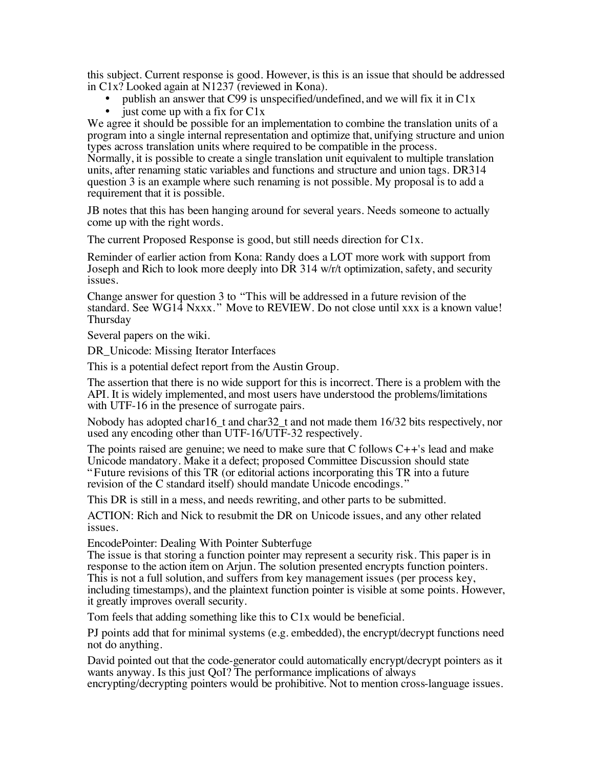this subject. Current response is good. However, is this is an issue that should be addressed in C1x? Looked again at N1237 (reviewed in Kona).

- publish an answer that C99 is unspecified/undefined, and we will fix it in C1x
- just come up with a fix for C1x

We agree it should be possible for an implementation to combine the translation units of a program into a single internal representation and optimize that, unifying structure and union types across translation units where required to be compatible in the process.
Normally, it is possible to create a single translation unit equivalent to multiple translation units, after renaming static variables and functions and structure and union tags. DR314 question 3 is an example where such renaming is not possible. My proposal is to add a requirement that it is possible.

JB notes that this has been hanging around for several years. Needs someone to actually come up with the right words.

The current Proposed Response is good, but still needs direction for C1x.

Reminder of earlier action from Kona: Randy does a LOT more work with support from Joseph and Rich to look more deeply into DR 314 w/r/t optimization, safety, and security issues.

Change answer for question 3 to "This will be addressed in a future revision of the standard. See WG14 Nxxx." Move to REVIEW. Do not close until xxx is a known value!
Thursday

Several papers on the wiki.

DR_Unicode: Missing Iterator Interfaces

This is a potential defect report from the Austin Group.

The assertion that there is no wide support for this is incorrect. There is a problem with the API. It is widely implemented, and most users have understood the problems/limitations with UTF-16 in the presence of surrogate pairs.

Nobody has adopted char16_t and char32_t and not made them 16/32 bits respectively, nor used any encoding other than UTF-16/UTF-32 respectively.

The points raised are genuine; we need to make sure that C follows C++'s lead and make Unicode mandatory. Make it a defect; proposed Committee Discussion should state "Future revisions of this TR (or editorial actions incorporating this TR into a future revision of the C standard itself) should mandate Unicode encodings."

This DR is still in a mess, and needs rewriting, and other parts to be submitted.

ACTION: Rich and Nick to resubmit the DR on Unicode issues, and any other related issues.

EncodePointer: Dealing With Pointer Subterfuge
The issue is that storing a function pointer may represent a security risk. This paper is in response to the action item on Arjun. The solution presented encrypts function pointers. This is not a full solution, and suffers from key management issues (per process key, including timestamps), and the plaintext function pointer is visible at some points. However, it greatly improves overall security.

Tom feels that adding something like this to C1x would be beneficial.

PJ points add that for minimal systems (e.g. embedded), the encrypt/decrypt functions need not do anything.

David pointed out that the code-generator could automatically encrypt/decrypt pointers as it wants anyway. Is this just QoI? The performance implications of always encrypting/decrypting pointers would be prohibitive. Not to mention cross-language issues.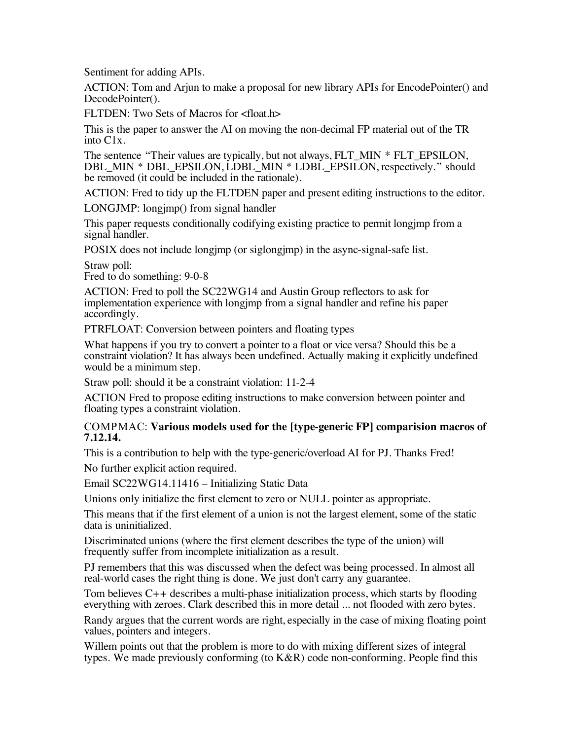Sentiment for adding APIs.

ACTION: Tom and Arjun to make a proposal for new library APIs for EncodePointer() and DecodePointer().

FLTDEN: Two Sets of Macros for <float.h>

This is the paper to answer the AI on moving the non-decimal FP material out of the TR into C1x.

The sentence "Their values are typically, but not always, FLT_MIN * FLT_EPSILON, DBL_MIN * DBL_EPSILON, LDBL_MIN * LDBL_EPSILON, respectively." should be removed (it could be included in the rationale).

ACTION: Fred to tidy up the FLTDEN paper and present editing instructions to the editor.

LONGJMP: longjmp() from signal handler

This paper requests conditionally codifying existing practice to permit longjmp from a signal handler.

POSIX does not include longjmp (or siglongjmp) in the async-signal-safe list.

Straw poll:
Fred to do something: 9-0-8

ACTION: Fred to poll the SC22WG14 and Austin Group reflectors to ask for implementation experience with longjmp from a signal handler and refine his paper accordingly.

PTRFLOAT: Conversion between pointers and floating types

What happens if you try to convert a pointer to a float or vice versa? Should this be a constraint violation? It has always been undefined. Actually making it explicitly undefined would be a minimum step.

Straw poll: should it be a constraint violation: 11-2-4

ACTION Fred to propose editing instructions to make conversion between pointer and floating types a constraint violation.

COMPMAC: **Various models used for the [type-generic FP] comparision macros of 7.12.14.**

This is a contribution to help with the type-generic/overload AI for PJ. Thanks Fred!

No further explicit action required.

Email SC22WG14.11416 – Initializing Static Data

Unions only initialize the first element to zero or NULL pointer as appropriate.

This means that if the first element of a union is not the largest element, some of the static data is uninitialized.

Discriminated unions (where the first element describes the type of the union) will frequently suffer from incomplete initialization as a result.

PJ remembers that this was discussed when the defect was being processed. In almost all real-world cases the right thing is done. We just don't carry any guarantee.

Tom believes C++ describes a multi-phase initialization process, which starts by flooding everything with zeroes. Clark described this in more detail ... not flooded with zero bytes.

Randy argues that the current words are right, especially in the case of mixing floating point values, pointers and integers.

Willem points out that the problem is more to do with mixing different sizes of integral types. We made previously conforming (to K&R) code non-conforming. People find this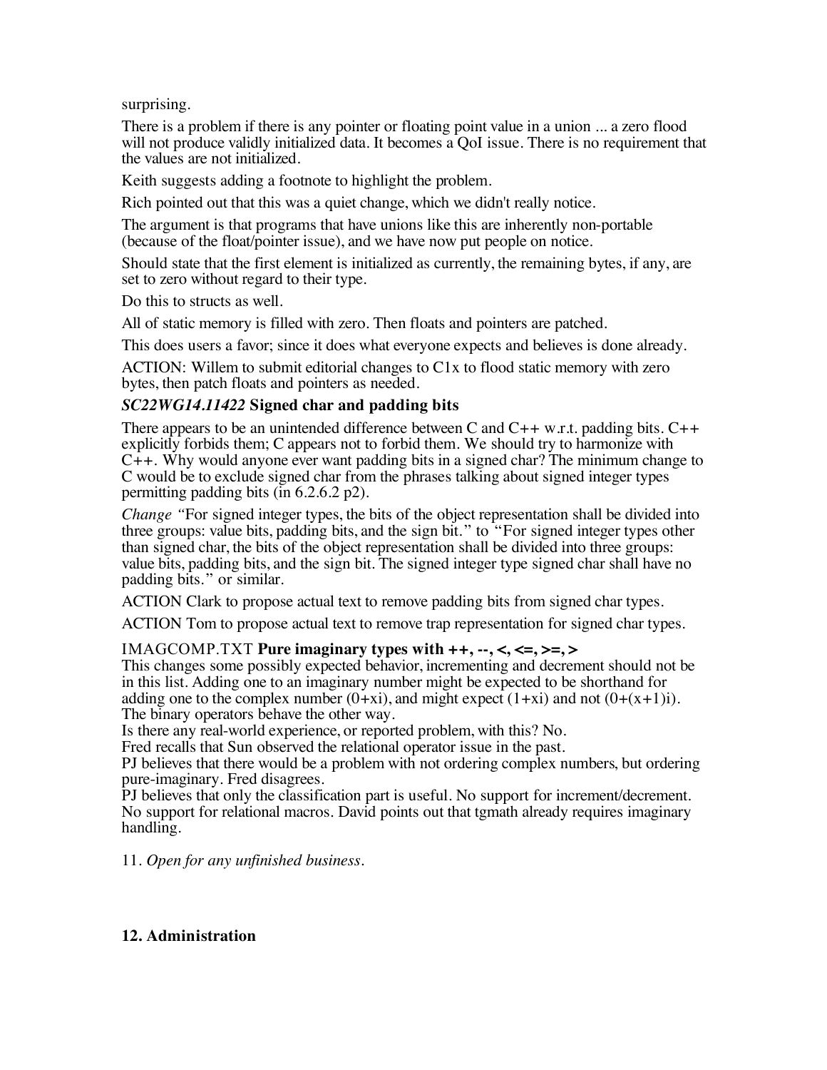surprising.

There is a problem if there is any pointer or floating point value in a union ... a zero flood will not produce validly initialized data. It becomes a QoI issue. There is no requirement that the values are not initialized.

Keith suggests adding a footnote to highlight the problem.

Rich pointed out that this was a quiet change, which we didn't really notice.

The argument is that programs that have unions like this are inherently non-portable (because of the float/pointer issue), and we have now put people on notice.

Should state that the first element is initialized as currently, the remaining bytes, if any, are set to zero without regard to their type.

Do this to structs as well.

All of static memory is filled with zero. Then floats and pointers are patched.

This does users a favor; since it does what everyone expects and believes is done already.

ACTION: Willem to submit editorial changes to C1x to flood static memory with zero bytes, then patch floats and pointers as needed.

### *SC22WG14.11422* Signed char and padding bits

There appears to be an unintended difference between C and C++ w.r.t. padding bits. C++ explicitly forbids them; C appears not to forbid them. We should try to harmonize with C++. Why would anyone ever want padding bits in a signed char? The minimum change to C would be to exclude signed char from the phrases talking about signed integer types permitting padding bits (in 6.2.6.2 p2).

*Change* "For signed integer types, the bits of the object representation shall be divided into three groups: value bits, padding bits, and the sign bit." to "For signed integer types other than signed char, the bits of the object representation shall be divided into three groups: value bits, padding bits, and the sign bit. The signed integer type signed char shall have no padding bits." or similar.

ACTION Clark to propose actual text to remove padding bits from signed char types.

ACTION Tom to propose actual text to remove trap representation for signed char types.

### IMAGCOMP.TXT **Pure imaginary types with ++, --, <, <=, >=, >**

This changes some possibly expected behavior, incrementing and decrement should not be in this list. Adding one to an imaginary number might be expected to be shorthand for adding one to the complex number (0+xi), and might expect (1+xi) and not (0+(x+1)i). The binary operators behave the other way.
Is there any real-world experience, or reported problem, with this? No.
Fred recalls that Sun observed the relational operator issue in the past.
PJ believes that there would be a problem with not ordering complex numbers, but ordering pure-imaginary. Fred disagrees.
PJ believes that only the classification part is useful. No support for increment/decrement. No support for relational macros. David points out that tgmath already requires imaginary handling.

11. *Open for any unfinished business.*

## 12. Administration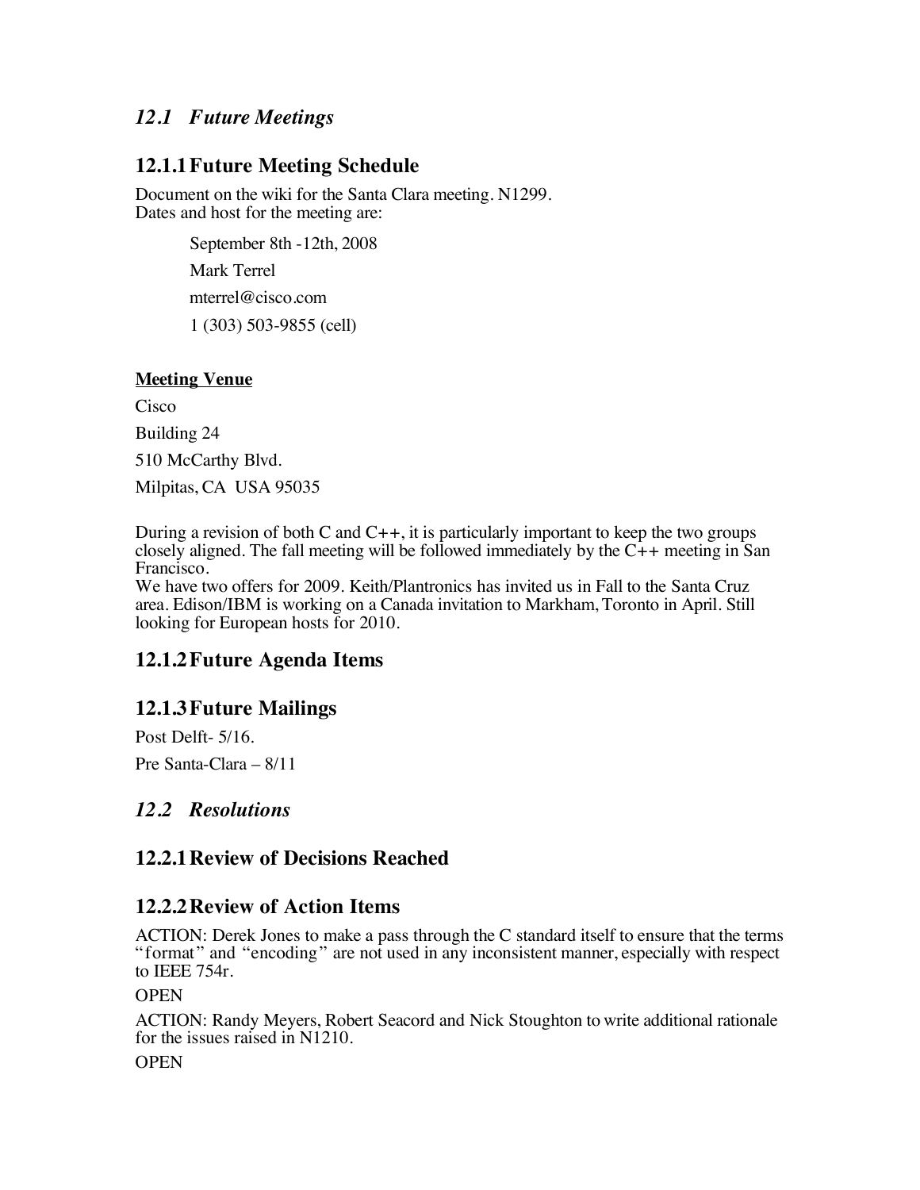## *12.1 Future Meetings*

### 12.1.1 Future Meeting Schedule

Document on the wiki for the Santa Clara meeting. N1299.
Dates and host for the meeting are:

> September 8th -12th, 2008
>
> Mark Terrel
>
> mterrel@cisco.com
>
> 1 (303) 503-9855 (cell)

**Meeting Venue**

Cisco

Building 24

510 McCarthy Blvd.

Milpitas, CA USA 95035

During a revision of both C and C++, it is particularly important to keep the two groups closely aligned. The fall meeting will be followed immediately by the C++ meeting in San Francisco.
We have two offers for 2009. Keith/Plantronics has invited us in Fall to the Santa Cruz area. Edison/IBM is working on a Canada invitation to Markham, Toronto in April. Still looking for European hosts for 2010.

### 12.1.2 Future Agenda Items

### 12.1.3 Future Mailings

Post Delft- 5/16.

Pre Santa-Clara – 8/11

## *12.2 Resolutions*

### 12.2.1 Review of Decisions Reached

### 12.2.2 Review of Action Items

ACTION: Derek Jones to make a pass through the C standard itself to ensure that the terms "format" and "encoding" are not used in any inconsistent manner, especially with respect to IEEE 754r.

OPEN

ACTION: Randy Meyers, Robert Seacord and Nick Stoughton to write additional rationale for the issues raised in N1210.

OPEN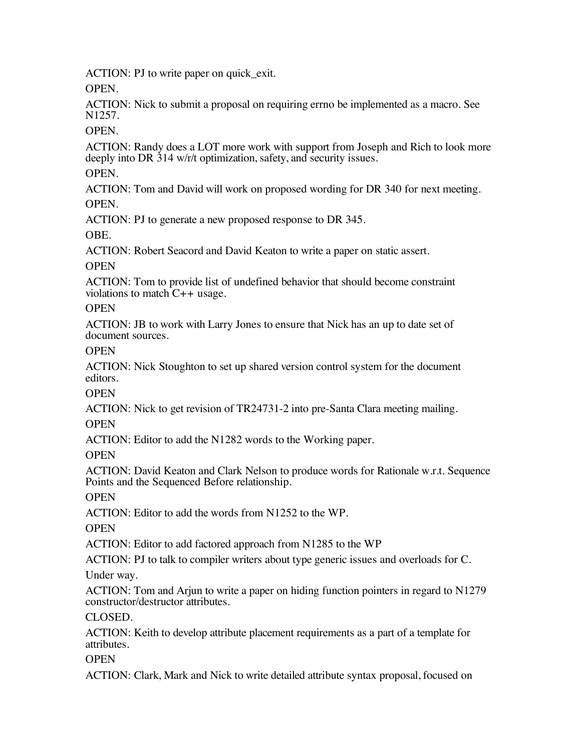ACTION: PJ to write paper on quick_exit.

OPEN.

ACTION: Nick to submit a proposal on requiring errno be implemented as a macro. See N1257.

OPEN.

ACTION: Randy does a LOT more work with support from Joseph and Rich to look more deeply into DR 314 w/r/t optimization, safety, and security issues.

OPEN.

ACTION: Tom and David will work on proposed wording for DR 340 for next meeting.

OPEN.

ACTION: PJ to generate a new proposed response to DR 345.

OBE.

ACTION: Robert Seacord and David Keaton to write a paper on static assert.

OPEN

ACTION: Tom to provide list of undefined behavior that should become constraint violations to match C++ usage.

OPEN

ACTION: JB to work with Larry Jones to ensure that Nick has an up to date set of document sources.

OPEN

ACTION: Nick Stoughton to set up shared version control system for the document editors.

OPEN

ACTION: Nick to get revision of TR24731-2 into pre-Santa Clara meeting mailing.

OPEN

ACTION: Editor to add the N1282 words to the Working paper.

OPEN

ACTION: David Keaton and Clark Nelson to produce words for Rationale w.r.t. Sequence Points and the Sequenced Before relationship.

OPEN

ACTION: Editor to add the words from N1252 to the WP.

OPEN

ACTION: Editor to add factored approach from N1285 to the WP

ACTION: PJ to talk to compiler writers about type generic issues and overloads for C.

Under way.

ACTION: Tom and Arjun to write a paper on hiding function pointers in regard to N1279 constructor/destructor attributes.

CLOSED.

ACTION: Keith to develop attribute placement requirements as a part of a template for attributes.

OPEN

ACTION: Clark, Mark and Nick to write detailed attribute syntax proposal, focused on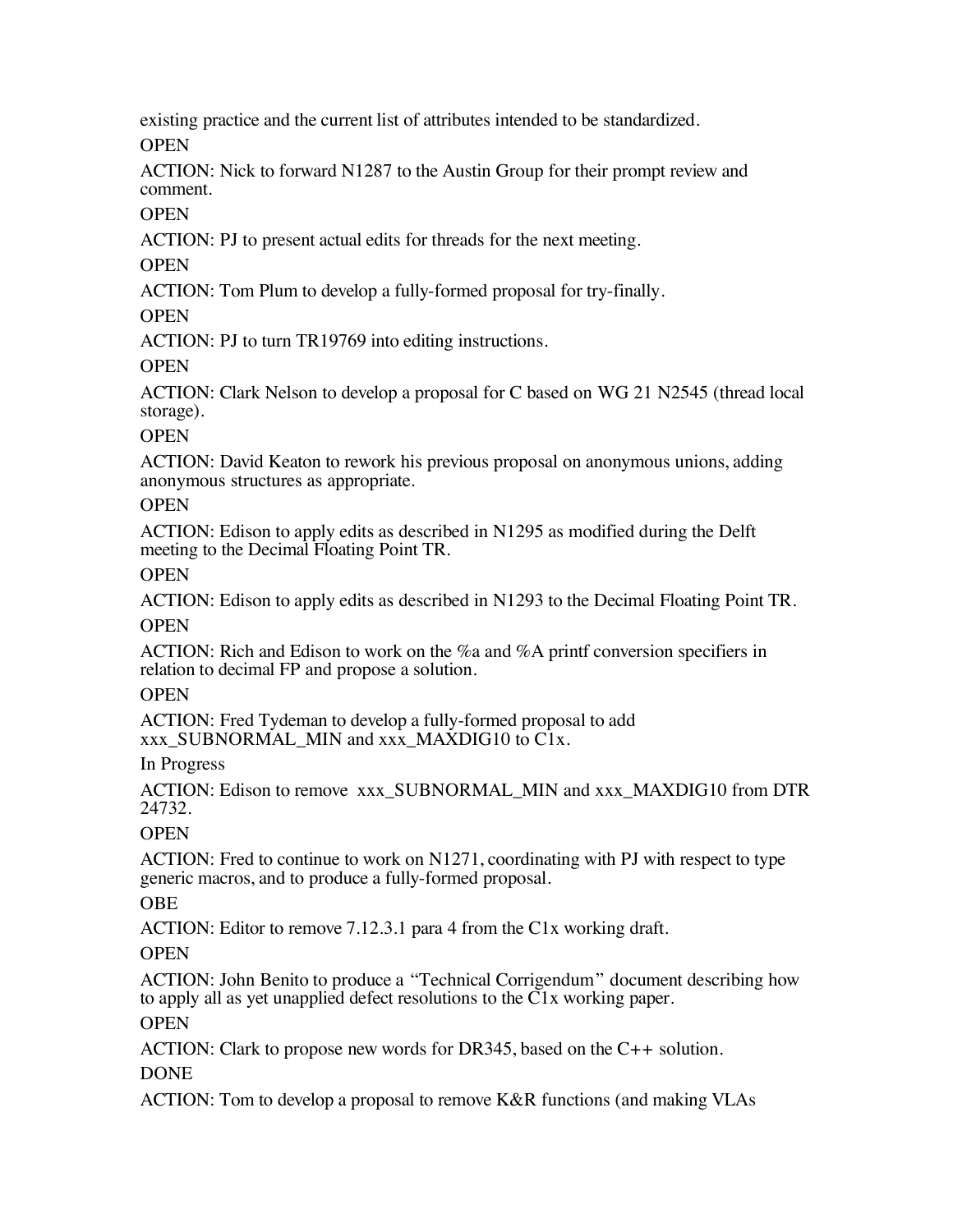existing practice and the current list of attributes intended to be standardized.

OPEN

ACTION: Nick to forward N1287 to the Austin Group for their prompt review and comment.

OPEN

ACTION: PJ to present actual edits for threads for the next meeting.

OPEN

ACTION: Tom Plum to develop a fully-formed proposal for try-finally.

OPEN

ACTION: PJ to turn TR19769 into editing instructions.

OPEN

ACTION: Clark Nelson to develop a proposal for C based on WG 21 N2545 (thread local storage).

OPEN

ACTION: David Keaton to rework his previous proposal on anonymous unions, adding anonymous structures as appropriate.

OPEN

ACTION: Edison to apply edits as described in N1295 as modified during the Delft meeting to the Decimal Floating Point TR.

OPEN

ACTION: Edison to apply edits as described in N1293 to the Decimal Floating Point TR.

OPEN

ACTION: Rich and Edison to work on the %a and %A printf conversion specifiers in relation to decimal FP and propose a solution.

OPEN

ACTION: Fred Tydeman to develop a fully-formed proposal to add xxx_SUBNORMAL_MIN and xxx_MAXDIG10 to C1x.

In Progress

ACTION: Edison to remove xxx_SUBNORMAL_MIN and xxx_MAXDIG10 from DTR 24732.

OPEN

ACTION: Fred to continue to work on N1271, coordinating with PJ with respect to type generic macros, and to produce a fully-formed proposal.

OBE

ACTION: Editor to remove 7.12.3.1 para 4 from the C1x working draft.

OPEN

ACTION: John Benito to produce a "Technical Corrigendum" document describing how to apply all as yet unapplied defect resolutions to the C1x working paper.

OPEN

ACTION: Clark to propose new words for DR345, based on the C++ solution.

DONE

ACTION: Tom to develop a proposal to remove K&R functions (and making VLAs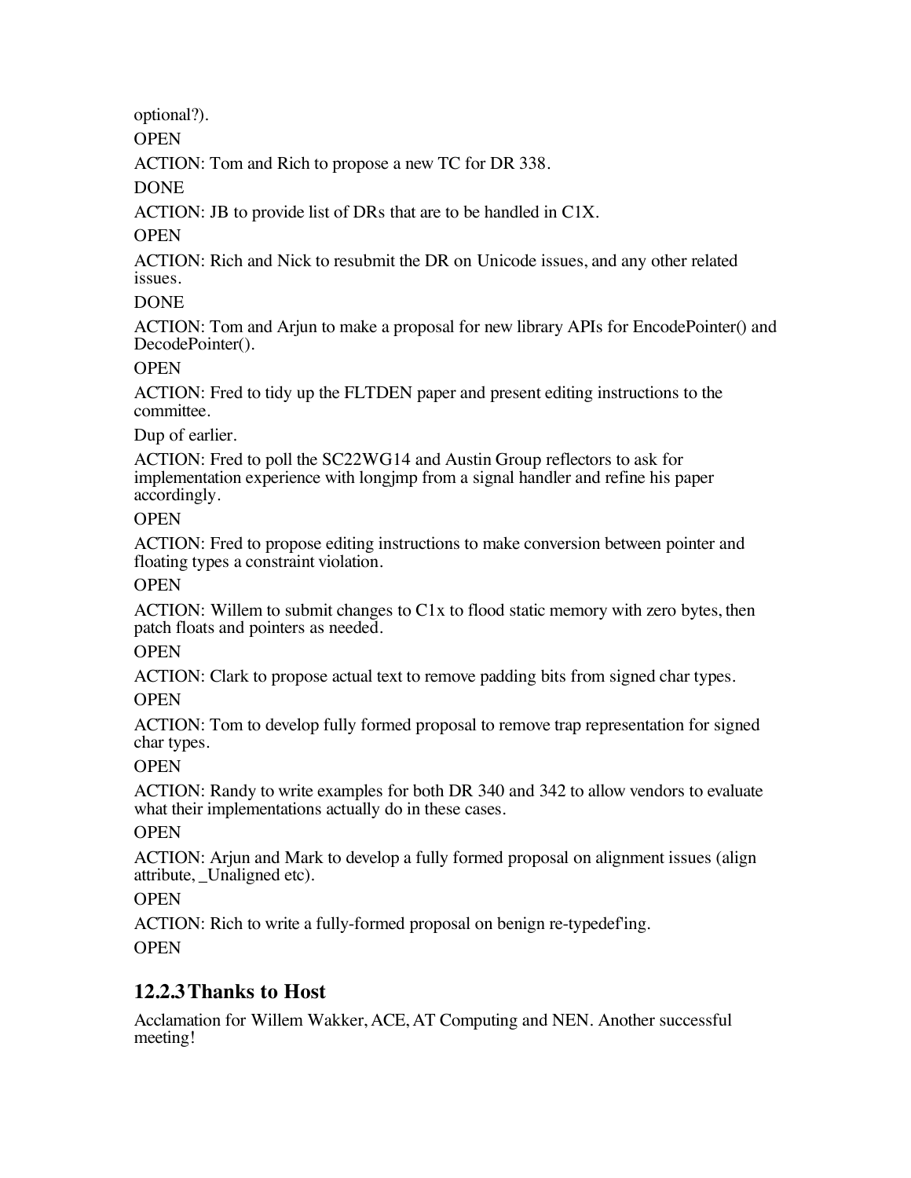optional?).

OPEN

ACTION: Tom and Rich to propose a new TC for DR 338.

DONE

ACTION: JB to provide list of DRs that are to be handled in C1X.

OPEN

ACTION: Rich and Nick to resubmit the DR on Unicode issues, and any other related issues.

DONE

ACTION: Tom and Arjun to make a proposal for new library APIs for EncodePointer() and DecodePointer().

OPEN

ACTION: Fred to tidy up the FLTDEN paper and present editing instructions to the committee.

Dup of earlier.

ACTION: Fred to poll the SC22WG14 and Austin Group reflectors to ask for implementation experience with longjmp from a signal handler and refine his paper accordingly.

OPEN

ACTION: Fred to propose editing instructions to make conversion between pointer and floating types a constraint violation.

OPEN

ACTION: Willem to submit changes to C1x to flood static memory with zero bytes, then patch floats and pointers as needed.

OPEN

ACTION: Clark to propose actual text to remove padding bits from signed char types.

OPEN

ACTION: Tom to develop fully formed proposal to remove trap representation for signed char types.

OPEN

ACTION: Randy to write examples for both DR 340 and 342 to allow vendors to evaluate what their implementations actually do in these cases.

OPEN

ACTION: Arjun and Mark to develop a fully formed proposal on alignment issues (align attribute, _Unaligned etc).

OPEN

ACTION: Rich to write a fully-formed proposal on benign re-typedef'ing.

OPEN

### 12.2.3 Thanks to Host

Acclamation for Willem Wakker, ACE, AT Computing and NEN. Another successful meeting!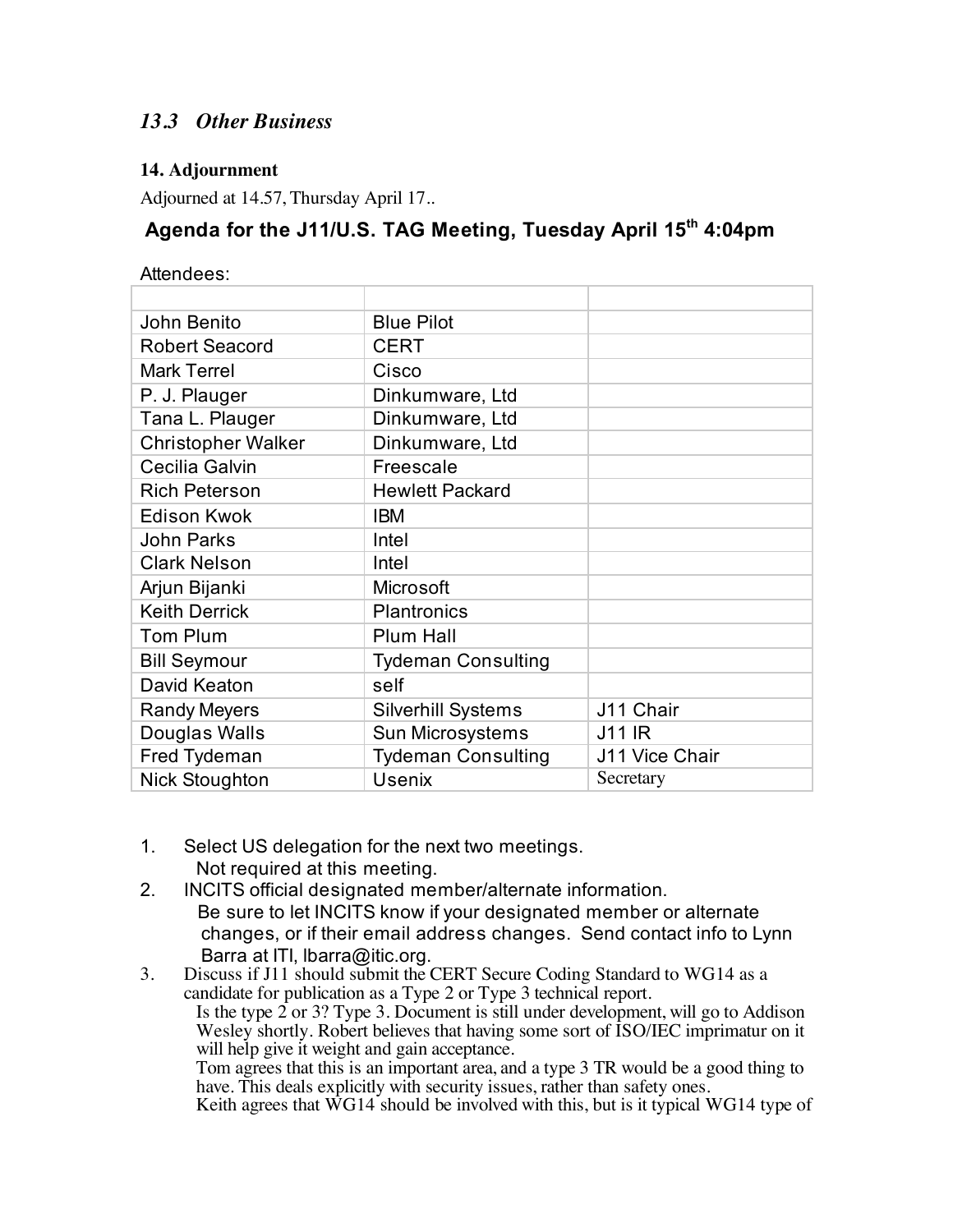### *13.3 Other Business*

#### 14. Adjournment

Adjourned at 14.57, Thursday April 17..

## Agenda for the J11/U.S. TAG Meeting, Tuesday April 15th 4:04pm

Attendees:

| | | |
|---|---|---|
| John Benito | Blue Pilot | |
| Robert Seacord | CERT | |
| Mark Terrel | Cisco | |
| P. J. Plauger | Dinkumware, Ltd | |
| Tana L. Plauger | Dinkumware, Ltd | |
| Christopher Walker | Dinkumware, Ltd | |
| Cecilia Galvin | Freescale | |
| Rich Peterson | Hewlett Packard | |
| Edison Kwok | IBM | |
| John Parks | Intel | |
| Clark Nelson | Intel | |
| Arjun Bijanki | Microsoft | |
| Keith Derrick | Plantronics | |
| Tom Plum | Plum Hall | |
| Bill Seymour | Tydeman Consulting | |
| David Keaton | self | |
| Randy Meyers | Silverhill Systems | J11 Chair |
| Douglas Walls | Sun Microsystems | J11 IR |
| Fred Tydeman | Tydeman Consulting | J11 Vice Chair |
| Nick Stoughton | Usenix | Secretary |

1. Select US delegation for the next two meetings.
   Not required at this meeting.
2. INCITS official designated member/alternate information.
   Be sure to let INCITS know if your designated member or alternate changes, or if their email address changes. Send contact info to Lynn Barra at ITI, lbarra@itic.org.
3. Discuss if J11 should submit the CERT Secure Coding Standard to WG14 as a candidate for publication as a Type 2 or Type 3 technical report.
   Is the type 2 or 3? Type 3. Document is still under development, will go to Addison Wesley shortly. Robert believes that having some sort of ISO/IEC imprimatur on it will help give it weight and gain acceptance.
   Tom agrees that this is an important area, and a type 3 TR would be a good thing to have. This deals explicitly with security issues, rather than safety ones.
   Keith agrees that WG14 should be involved with this, but is it typical WG14 type of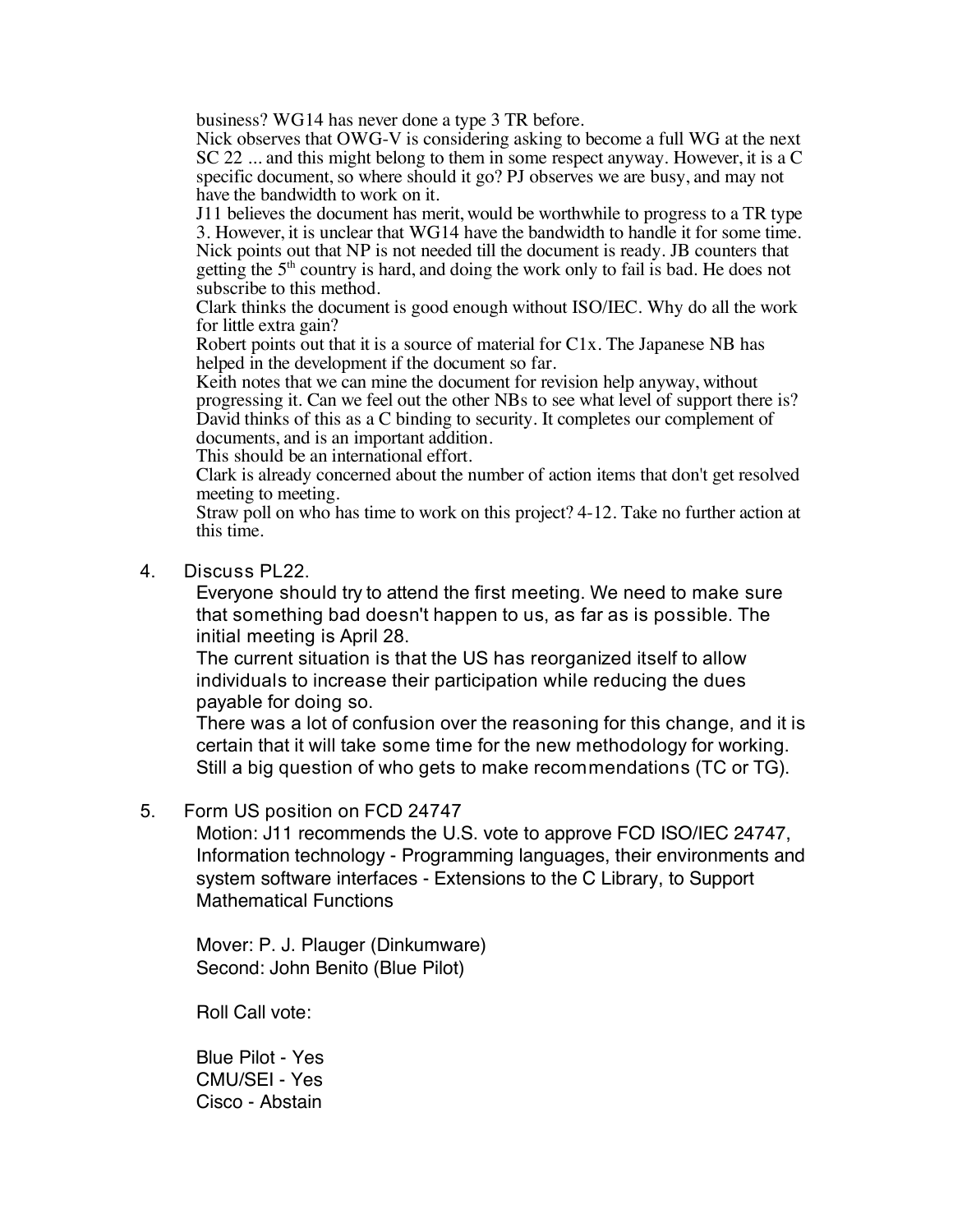business? WG14 has never done a type 3 TR before.
Nick observes that OWG-V is considering asking to become a full WG at the next SC 22 ... and this might belong to them in some respect anyway. However, it is a C specific document, so where should it go? PJ observes we are busy, and may not have the bandwidth to work on it.
J11 believes the document has merit, would be worthwhile to progress to a TR type 3. However, it is unclear that WG14 have the bandwidth to handle it for some time.
Nick points out that NP is not needed till the document is ready. JB counters that getting the 5th country is hard, and doing the work only to fail is bad. He does not subscribe to this method.
Clark thinks the document is good enough without ISO/IEC. Why do all the work for little extra gain?
Robert points out that it is a source of material for C1x. The Japanese NB has helped in the development if the document so far.
Keith notes that we can mine the document for revision help anyway, without progressing it. Can we feel out the other NBs to see what level of support there is?
David thinks of this as a C binding to security. It completes our complement of documents, and is an important addition.
This should be an international effort.
Clark is already concerned about the number of action items that don't get resolved meeting to meeting.
Straw poll on who has time to work on this project? 4-12. Take no further action at this time.

4. Discuss PL22.

   Everyone should try to attend the first meeting. We need to make sure that something bad doesn't happen to us, as far as is possible. The initial meeting is April 28.
   The current situation is that the US has reorganized itself to allow individuals to increase their participation while reducing the dues payable for doing so.
   There was a lot of confusion over the reasoning for this change, and it is certain that it will take some time for the new methodology for working.
   Still a big question of who gets to make recommendations (TC or TG).

5. Form US position on FCD 24747

   Motion: J11 recommends the U.S. vote to approve FCD ISO/IEC 24747, Information technology - Programming languages, their environments and system software interfaces - Extensions to the C Library, to Support Mathematical Functions

   Mover: P. J. Plauger (Dinkumware)
   Second: John Benito (Blue Pilot)

   Roll Call vote:

   Blue Pilot - Yes
   CMU/SEI - Yes
   Cisco - Abstain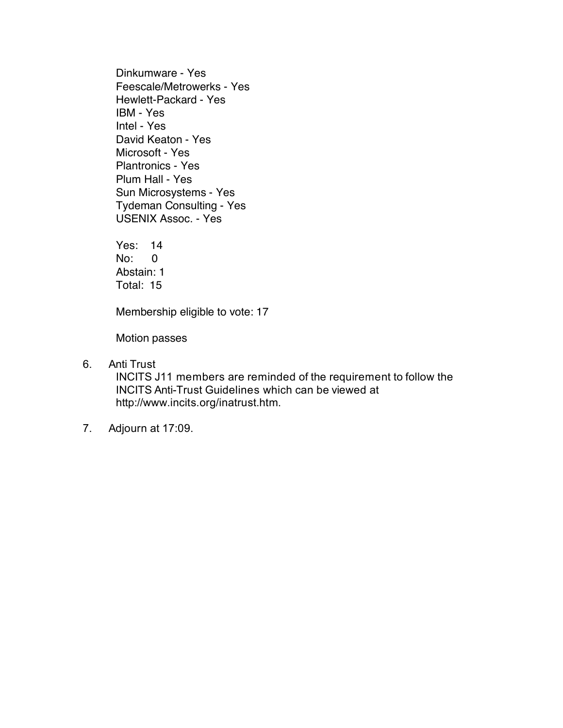Dinkumware - Yes
Feescale/Metrowerks - Yes
Hewlett-Packard - Yes
IBM - Yes
Intel - Yes
David Keaton - Yes
Microsoft - Yes
Plantronics - Yes
Plum Hall - Yes
Sun Microsystems - Yes
Tydeman Consulting - Yes
USENIX Assoc. - Yes

Yes: 14
No: 0
Abstain: 1
Total: 15

Membership eligible to vote: 17

Motion passes

6. Anti Trust
   INCITS J11 members are reminded of the requirement to follow the INCITS Anti-Trust Guidelines which can be viewed at http://www.incits.org/inatrust.htm.

7. Adjourn at 17:09.